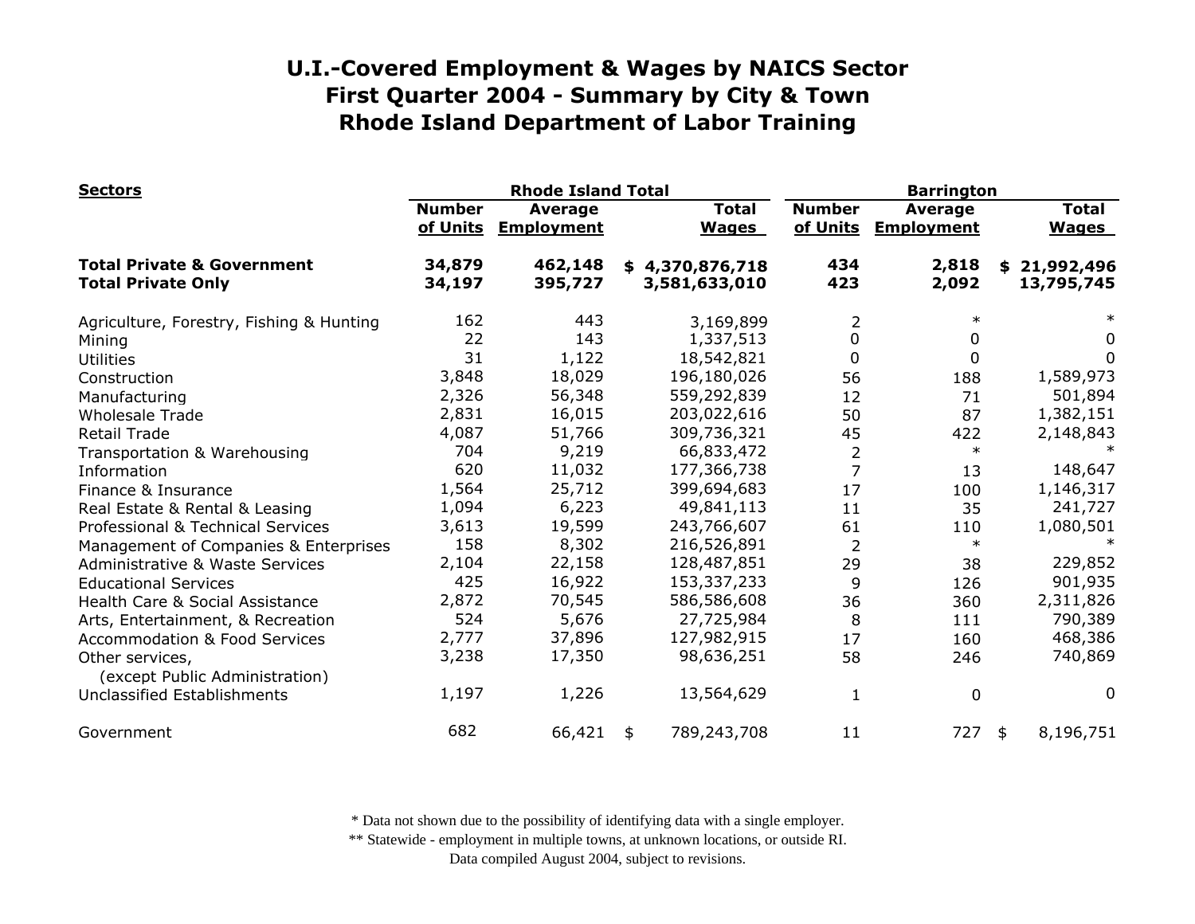# U.I.-Covered Employment & Wages by NAICS Sector
# First Quarter 2004 - Summary by City & Town
# Rhode Island Department of Labor Training

| Sectors | Rhode Island Total | | | Barrington | | |
|---|---|---|---|---|---|---|
| | Number of Units | Average Employment | Total Wages | Number of Units | Average Employment | Total Wages |
| **Total Private & Government** | **34,879** | **462,148** | **$ 4,370,876,718** | **434** | **2,818** | **$ 21,992,496** |
| **Total Private Only** | **34,197** | **395,727** | **3,581,633,010** | **423** | **2,092** | **13,795,745** |
| Agriculture, Forestry, Fishing & Hunting | 162 | 443 | 3,169,899 | 2 | * | * |
| Mining | 22 | 143 | 1,337,513 | 0 | 0 | 0 |
| Utilities | 31 | 1,122 | 18,542,821 | 0 | 0 | 0 |
| Construction | 3,848 | 18,029 | 196,180,026 | 56 | 188 | 1,589,973 |
| Manufacturing | 2,326 | 56,348 | 559,292,839 | 12 | 71 | 501,894 |
| Wholesale Trade | 2,831 | 16,015 | 203,022,616 | 50 | 87 | 1,382,151 |
| Retail Trade | 4,087 | 51,766 | 309,736,321 | 45 | 422 | 2,148,843 |
| Transportation & Warehousing | 704 | 9,219 | 66,833,472 | 2 | * | * |
| Information | 620 | 11,032 | 177,366,738 | 7 | 13 | 148,647 |
| Finance & Insurance | 1,564 | 25,712 | 399,694,683 | 17 | 100 | 1,146,317 |
| Real Estate & Rental & Leasing | 1,094 | 6,223 | 49,841,113 | 11 | 35 | 241,727 |
| Professional & Technical Services | 3,613 | 19,599 | 243,766,607 | 61 | 110 | 1,080,501 |
| Management of Companies & Enterprises | 158 | 8,302 | 216,526,891 | 2 | * | * |
| Administrative & Waste Services | 2,104 | 22,158 | 128,487,851 | 29 | 38 | 229,852 |
| Educational Services | 425 | 16,922 | 153,337,233 | 9 | 126 | 901,935 |
| Health Care & Social Assistance | 2,872 | 70,545 | 586,586,608 | 36 | 360 | 2,311,826 |
| Arts, Entertainment, & Recreation | 524 | 5,676 | 27,725,984 | 8 | 111 | 790,389 |
| Accommodation & Food Services | 2,777 | 37,896 | 127,982,915 | 17 | 160 | 468,386 |
| Other services, (except Public Administration) | 3,238 | 17,350 | 98,636,251 | 58 | 246 | 740,869 |
| Unclassified Establishments | 1,197 | 1,226 | 13,564,629 | 1 | 0 | 0 |
| Government | 682 | 66,421 | $ 789,243,708 | 11 | 727 | $ 8,196,751 |

* Data not shown due to the possibility of identifying data with a single employer.

** Statewide - employment in multiple towns, at unknown locations, or outside RI.

Data compiled August 2004, subject to revisions.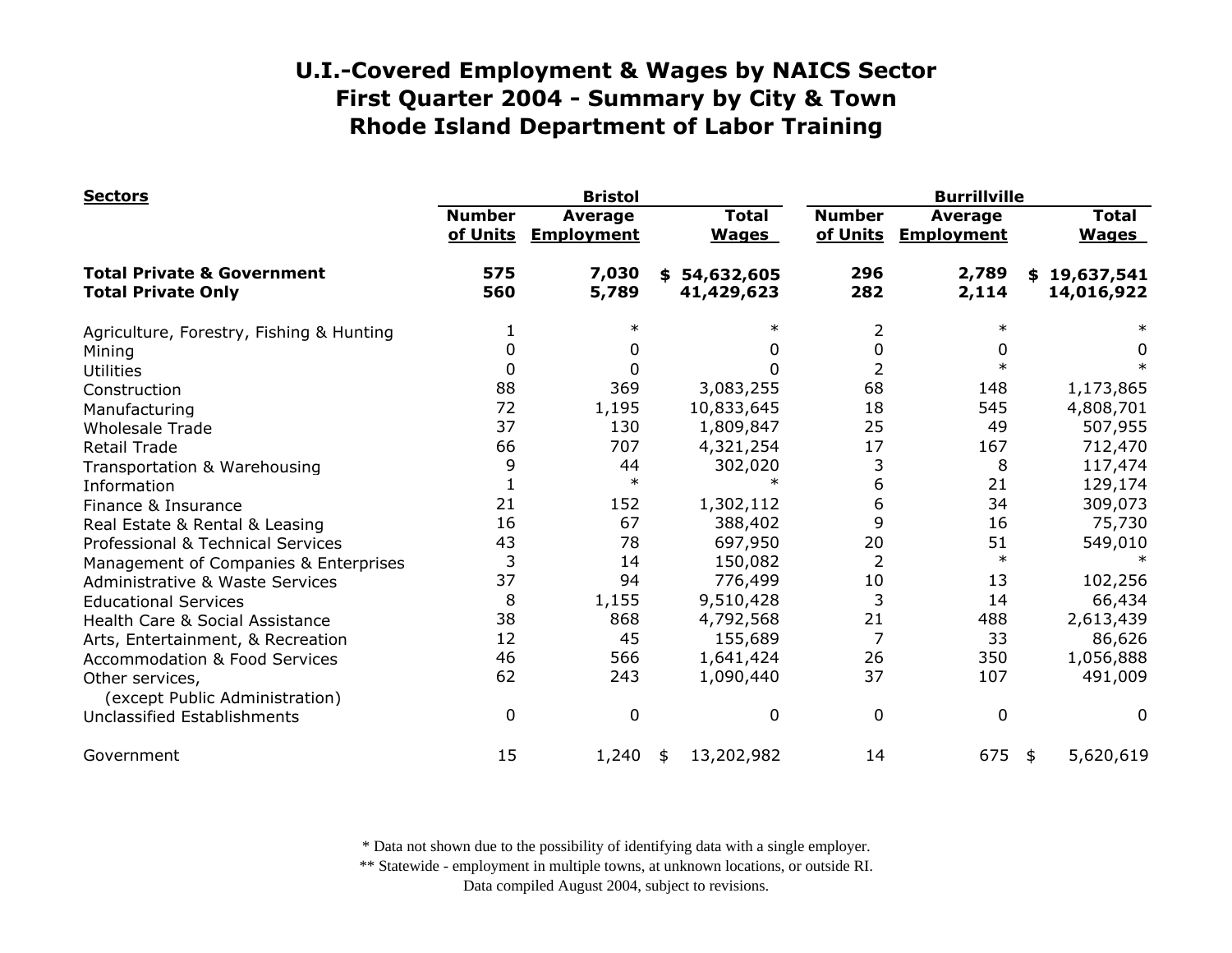# U.I.-Covered Employment & Wages by NAICS Sector
# First Quarter 2004 - Summary by City & Town
# Rhode Island Department of Labor Training

| Sectors | Bristol | | | Burrillville | | |
|---|---|---|---|---|---|---|
| | Number of Units | Average Employment | Total Wages | Number of Units | Average Employment | Total Wages |
| **Total Private & Government** | **575** | **7,030** | **$ 54,632,605** | **296** | **2,789** | **$ 19,637,541** |
| **Total Private Only** | **560** | **5,789** | **41,429,623** | **282** | **2,114** | **14,016,922** |
| Agriculture, Forestry, Fishing & Hunting | 1 | * | * | 2 | * | * |
| Mining | 0 | 0 | 0 | 0 | 0 | 0 |
| Utilities | 0 | 0 | 0 | 2 | * | * |
| Construction | 88 | 369 | 3,083,255 | 68 | 148 | 1,173,865 |
| Manufacturing | 72 | 1,195 | 10,833,645 | 18 | 545 | 4,808,701 |
| Wholesale Trade | 37 | 130 | 1,809,847 | 25 | 49 | 507,955 |
| Retail Trade | 66 | 707 | 4,321,254 | 17 | 167 | 712,470 |
| Transportation & Warehousing | 9 | 44 | 302,020 | 3 | 8 | 117,474 |
| Information | 1 | * | * | 6 | 21 | 129,174 |
| Finance & Insurance | 21 | 152 | 1,302,112 | 6 | 34 | 309,073 |
| Real Estate & Rental & Leasing | 16 | 67 | 388,402 | 9 | 16 | 75,730 |
| Professional & Technical Services | 43 | 78 | 697,950 | 20 | 51 | 549,010 |
| Management of Companies & Enterprises | 3 | 14 | 150,082 | 2 | * | * |
| Administrative & Waste Services | 37 | 94 | 776,499 | 10 | 13 | 102,256 |
| Educational Services | 8 | 1,155 | 9,510,428 | 3 | 14 | 66,434 |
| Health Care & Social Assistance | 38 | 868 | 4,792,568 | 21 | 488 | 2,613,439 |
| Arts, Entertainment, & Recreation | 12 | 45 | 155,689 | 7 | 33 | 86,626 |
| Accommodation & Food Services | 46 | 566 | 1,641,424 | 26 | 350 | 1,056,888 |
| Other services, (except Public Administration) | 62 | 243 | 1,090,440 | 37 | 107 | 491,009 |
| Unclassified Establishments | 0 | 0 | 0 | 0 | 0 | 0 |
| Government | 15 | 1,240 | $ 13,202,982 | 14 | 675 | $ 5,620,619 |

* Data not shown due to the possibility of identifying data with a single employer.
** Statewide - employment in multiple towns, at unknown locations, or outside RI.
Data compiled August 2004, subject to revisions.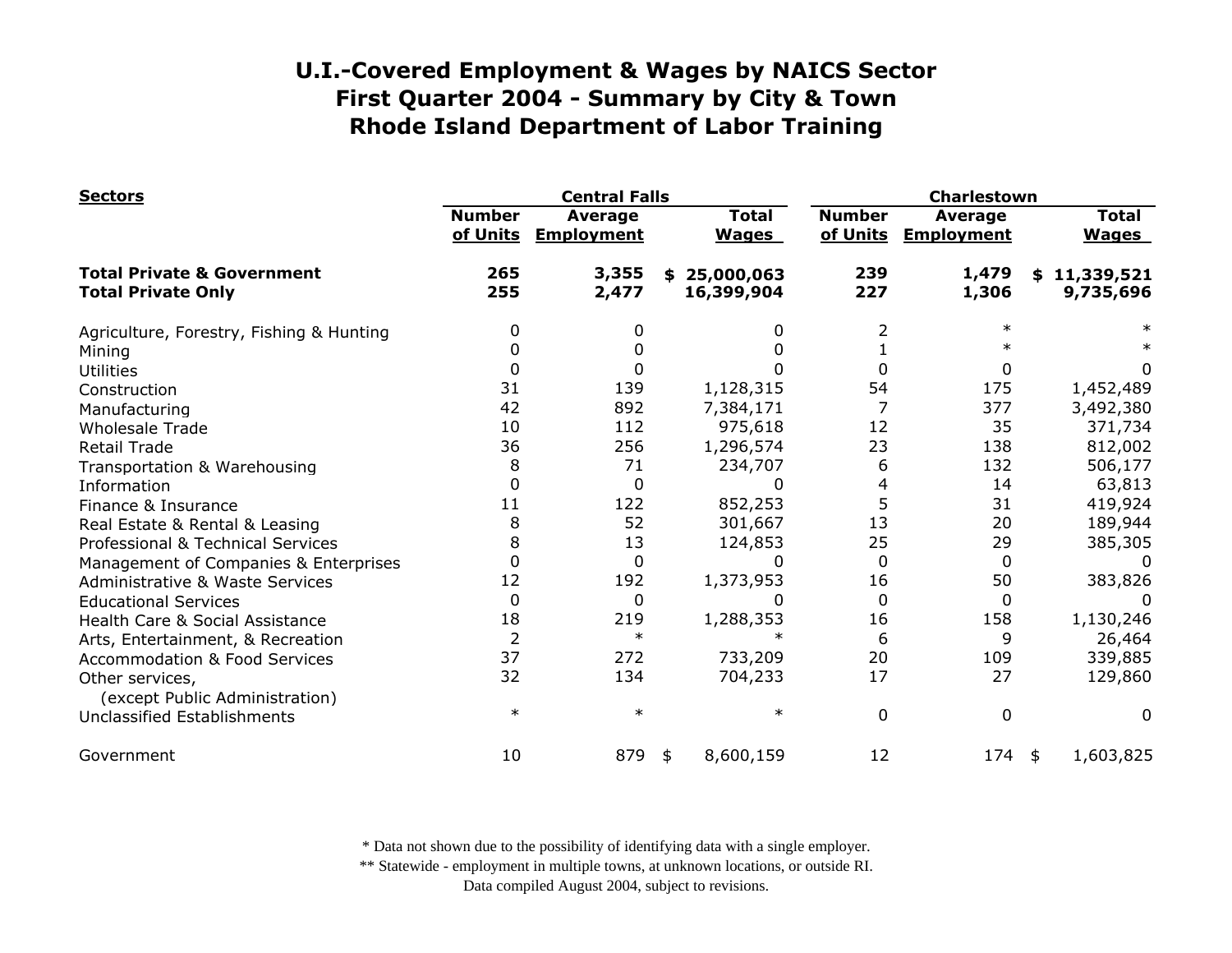# U.I.-Covered Employment & Wages by NAICS Sector
# First Quarter 2004 - Summary by City & Town
# Rhode Island Department of Labor Training

| Sectors | Central Falls | | | Charlestown | | |
|---|---|---|---|---|---|---|
| | Number of Units | Average Employment | Total Wages | Number of Units | Average Employment | Total Wages |
| **Total Private & Government** | **265** | **3,355** | **$ 25,000,063** | **239** | **1,479** | **$ 11,339,521** |
| **Total Private Only** | **255** | **2,477** | **16,399,904** | **227** | **1,306** | **9,735,696** |
| Agriculture, Forestry, Fishing & Hunting | 0 | 0 | 0 | 2 | * | * |
| Mining | 0 | 0 | 0 | 1 | * | * |
| Utilities | 0 | 0 | 0 | 0 | 0 | 0 |
| Construction | 31 | 139 | 1,128,315 | 54 | 175 | 1,452,489 |
| Manufacturing | 42 | 892 | 7,384,171 | 7 | 377 | 3,492,380 |
| Wholesale Trade | 10 | 112 | 975,618 | 12 | 35 | 371,734 |
| Retail Trade | 36 | 256 | 1,296,574 | 23 | 138 | 812,002 |
| Transportation & Warehousing | 8 | 71 | 234,707 | 6 | 132 | 506,177 |
| Information | 0 | 0 | 0 | 4 | 14 | 63,813 |
| Finance & Insurance | 11 | 122 | 852,253 | 5 | 31 | 419,924 |
| Real Estate & Rental & Leasing | 8 | 52 | 301,667 | 13 | 20 | 189,944 |
| Professional & Technical Services | 8 | 13 | 124,853 | 25 | 29 | 385,305 |
| Management of Companies & Enterprises | 0 | 0 | 0 | 0 | 0 | 0 |
| Administrative & Waste Services | 12 | 192 | 1,373,953 | 16 | 50 | 383,826 |
| Educational Services | 0 | 0 | 0 | 0 | 0 | 0 |
| Health Care & Social Assistance | 18 | 219 | 1,288,353 | 16 | 158 | 1,130,246 |
| Arts, Entertainment, & Recreation | 2 | * | * | 6 | 9 | 26,464 |
| Accommodation & Food Services | 37 | 272 | 733,209 | 20 | 109 | 339,885 |
| Other services, (except Public Administration) | 32 | 134 | 704,233 | 17 | 27 | 129,860 |
| Unclassified Establishments | * | * | * | 0 | 0 | 0 |
| Government | 10 | 879 | $ 8,600,159 | 12 | 174 | $ 1,603,825 |

\* Data not shown due to the possibility of identifying data with a single employer.
\*\* Statewide - employment in multiple towns, at unknown locations, or outside RI.
Data compiled August 2004, subject to revisions.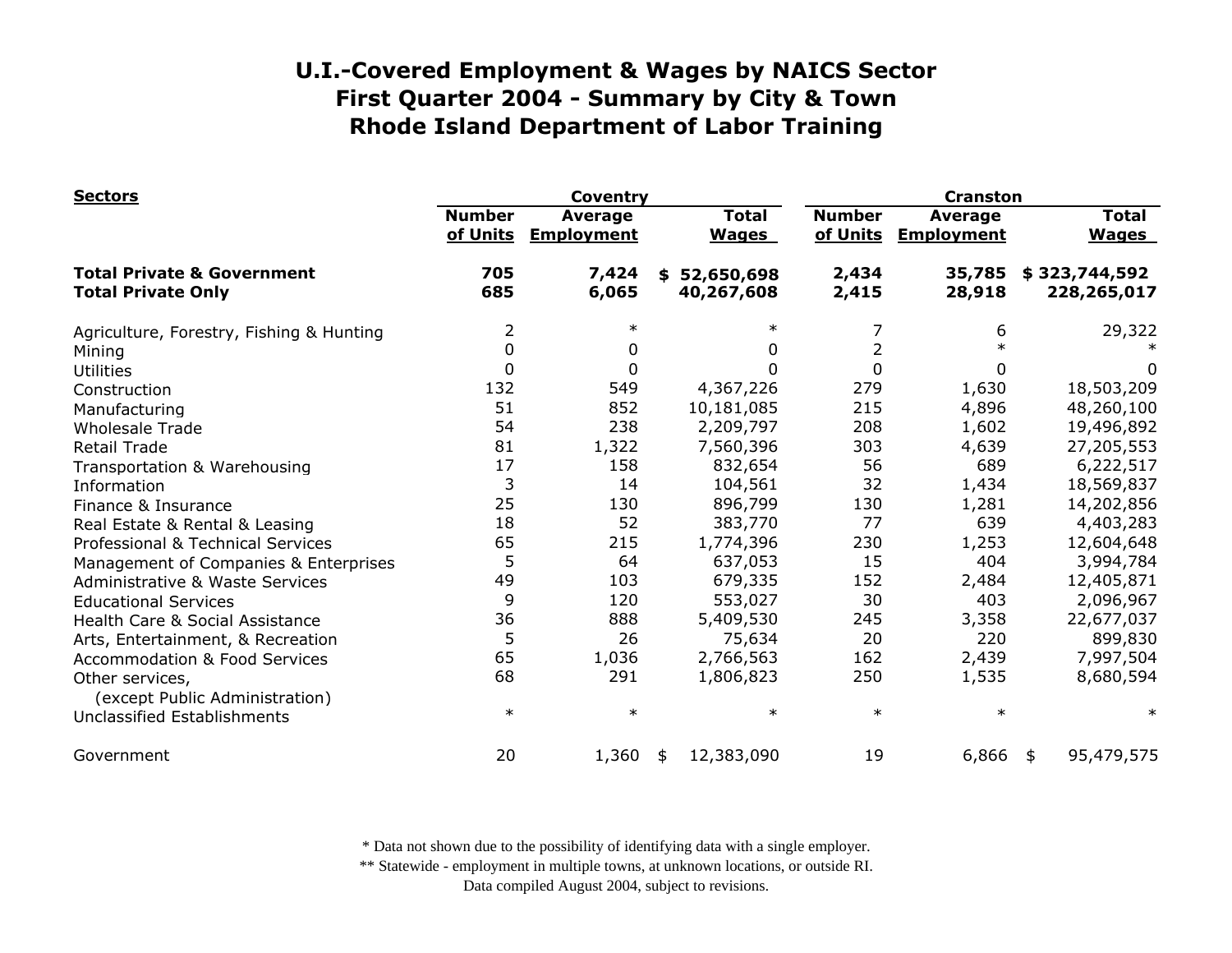# U.I.-Covered Employment & Wages by NAICS Sector
## First Quarter 2004 - Summary by City & Town
## Rhode Island Department of Labor Training

| Sectors | Coventry | | | Cranston | | |
|---|---|---|---|---|---|---|
| | Number of Units | Average Employment | Total Wages | Number of Units | Average Employment | Total Wages |
| **Total Private & Government** | **705** | **7,424** | **$ 52,650,698** | **2,434** | **35,785** | **$ 323,744,592** |
| **Total Private Only** | **685** | **6,065** | **40,267,608** | **2,415** | **28,918** | **228,265,017** |
| Agriculture, Forestry, Fishing & Hunting | 2 | * | * | 7 | 6 | 29,322 |
| Mining | 0 | 0 | 0 | 2 | * | * |
| Utilities | 0 | 0 | 0 | 0 | 0 | 0 |
| Construction | 132 | 549 | 4,367,226 | 279 | 1,630 | 18,503,209 |
| Manufacturing | 51 | 852 | 10,181,085 | 215 | 4,896 | 48,260,100 |
| Wholesale Trade | 54 | 238 | 2,209,797 | 208 | 1,602 | 19,496,892 |
| Retail Trade | 81 | 1,322 | 7,560,396 | 303 | 4,639 | 27,205,553 |
| Transportation & Warehousing | 17 | 158 | 832,654 | 56 | 689 | 6,222,517 |
| Information | 3 | 14 | 104,561 | 32 | 1,434 | 18,569,837 |
| Finance & Insurance | 25 | 130 | 896,799 | 130 | 1,281 | 14,202,856 |
| Real Estate & Rental & Leasing | 18 | 52 | 383,770 | 77 | 639 | 4,403,283 |
| Professional & Technical Services | 65 | 215 | 1,774,396 | 230 | 1,253 | 12,604,648 |
| Management of Companies & Enterprises | 5 | 64 | 637,053 | 15 | 404 | 3,994,784 |
| Administrative & Waste Services | 49 | 103 | 679,335 | 152 | 2,484 | 12,405,871 |
| Educational Services | 9 | 120 | 553,027 | 30 | 403 | 2,096,967 |
| Health Care & Social Assistance | 36 | 888 | 5,409,530 | 245 | 3,358 | 22,677,037 |
| Arts, Entertainment, & Recreation | 5 | 26 | 75,634 | 20 | 220 | 899,830 |
| Accommodation & Food Services | 65 | 1,036 | 2,766,563 | 162 | 2,439 | 7,997,504 |
| Other services, (except Public Administration) | 68 | 291 | 1,806,823 | 250 | 1,535 | 8,680,594 |
| Unclassified Establishments | * | * | * | * | * | * |
| Government | 20 | 1,360 | $ 12,383,090 | 19 | 6,866 | $ 95,479,575 |

\* Data not shown due to the possibility of identifying data with a single employer.
\*\* Statewide - employment in multiple towns, at unknown locations, or outside RI.
Data compiled August 2004, subject to revisions.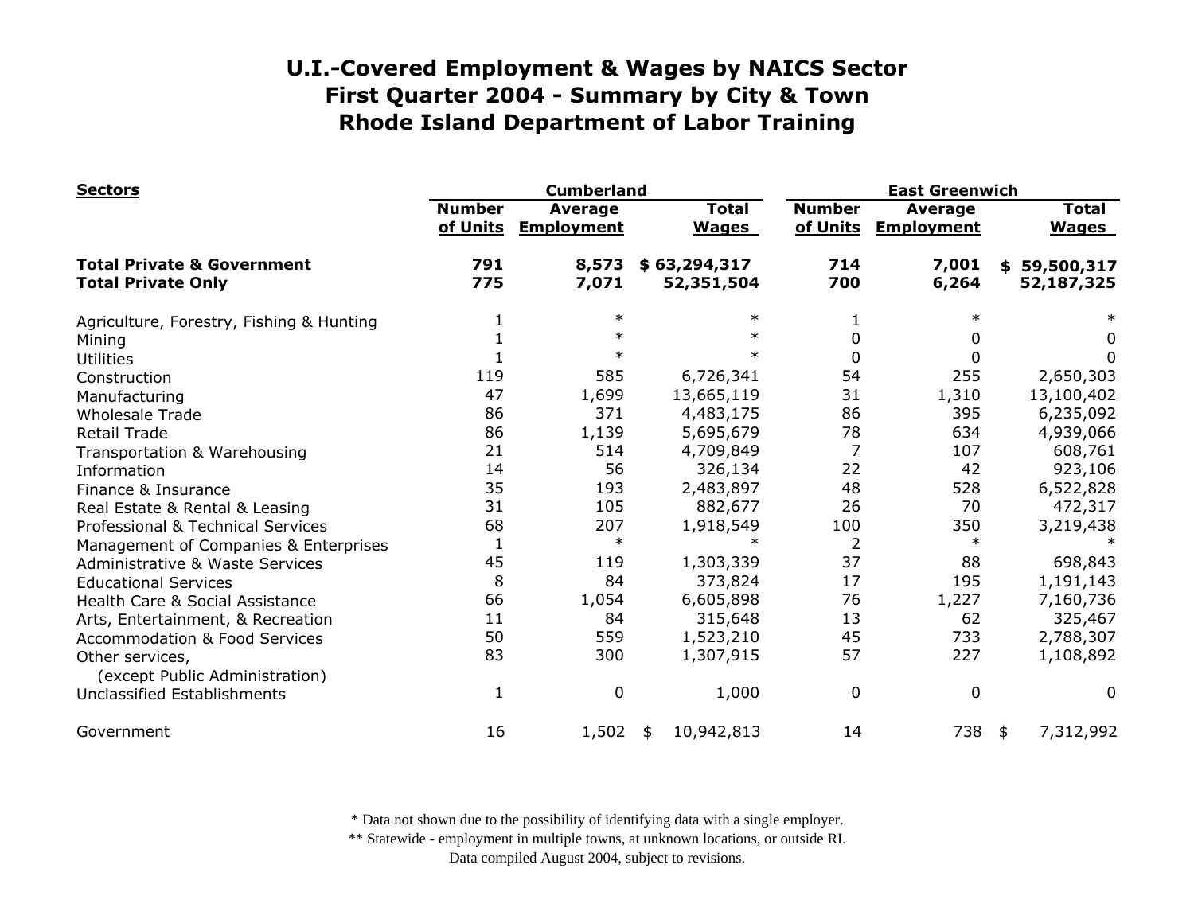# U.I.-Covered Employment & Wages by NAICS Sector
# First Quarter 2004 - Summary by City & Town
# Rhode Island Department of Labor Training

| Sectors | Cumberland | | | East Greenwich | | |
|---|---|---|---|---|---|---|
| | Number of Units | Average Employment | Total Wages | Number of Units | Average Employment | Total Wages |
| **Total Private & Government** | **791** | **8,573** | **$ 63,294,317** | **714** | **7,001** | **$ 59,500,317** |
| **Total Private Only** | **775** | **7,071** | **52,351,504** | **700** | **6,264** | **52,187,325** |
| Agriculture, Forestry, Fishing & Hunting | 1 | * | * | 1 | * | * |
| Mining | 1 | * | * | 0 | 0 | 0 |
| Utilities | 1 | * | * | 0 | 0 | 0 |
| Construction | 119 | 585 | 6,726,341 | 54 | 255 | 2,650,303 |
| Manufacturing | 47 | 1,699 | 13,665,119 | 31 | 1,310 | 13,100,402 |
| Wholesale Trade | 86 | 371 | 4,483,175 | 86 | 395 | 6,235,092 |
| Retail Trade | 86 | 1,139 | 5,695,679 | 78 | 634 | 4,939,066 |
| Transportation & Warehousing | 21 | 514 | 4,709,849 | 7 | 107 | 608,761 |
| Information | 14 | 56 | 326,134 | 22 | 42 | 923,106 |
| Finance & Insurance | 35 | 193 | 2,483,897 | 48 | 528 | 6,522,828 |
| Real Estate & Rental & Leasing | 31 | 105 | 882,677 | 26 | 70 | 472,317 |
| Professional & Technical Services | 68 | 207 | 1,918,549 | 100 | 350 | 3,219,438 |
| Management of Companies & Enterprises | 1 | * | * | 2 | * | * |
| Administrative & Waste Services | 45 | 119 | 1,303,339 | 37 | 88 | 698,843 |
| Educational Services | 8 | 84 | 373,824 | 17 | 195 | 1,191,143 |
| Health Care & Social Assistance | 66 | 1,054 | 6,605,898 | 76 | 1,227 | 7,160,736 |
| Arts, Entertainment, & Recreation | 11 | 84 | 315,648 | 13 | 62 | 325,467 |
| Accommodation & Food Services | 50 | 559 | 1,523,210 | 45 | 733 | 2,788,307 |
| Other services, (except Public Administration) | 83 | 300 | 1,307,915 | 57 | 227 | 1,108,892 |
| Unclassified Establishments | 1 | 0 | 1,000 | 0 | 0 | 0 |
| Government | 16 | 1,502 | $ 10,942,813 | 14 | 738 | $ 7,312,992 |

\* Data not shown due to the possibility of identifying data with a single employer.
\** Statewide - employment in multiple towns, at unknown locations, or outside RI.
Data compiled August 2004, subject to revisions.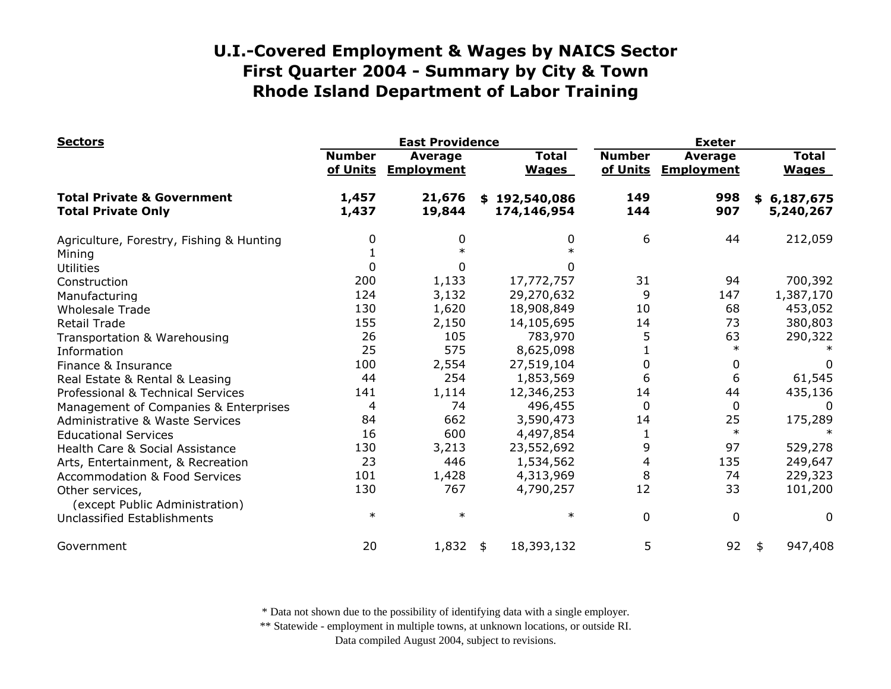# U.I.-Covered Employment & Wages by NAICS Sector
# First Quarter 2004 - Summary by City & Town
# Rhode Island Department of Labor Training

| Sectors | East Providence | | | Exeter | | |
|---|---|---|---|---|---|---|
| | Number of Units | Average Employment | Total Wages | Number of Units | Average Employment | Total Wages |
| **Total Private & Government** | **1,457** | **21,676** | **$ 192,540,086** | **149** | **998** | **$ 6,187,675** |
| **Total Private Only** | **1,437** | **19,844** | **174,146,954** | **144** | **907** | **5,240,267** |
| Agriculture, Forestry, Fishing & Hunting | 0 | 0 | 0 | 6 | 44 | 212,059 |
| Mining | 1 | * | * | | | |
| Utilities | 0 | 0 | 0 | | | |
| Construction | 200 | 1,133 | 17,772,757 | 31 | 94 | 700,392 |
| Manufacturing | 124 | 3,132 | 29,270,632 | 9 | 147 | 1,387,170 |
| Wholesale Trade | 130 | 1,620 | 18,908,849 | 10 | 68 | 453,052 |
| Retail Trade | 155 | 2,150 | 14,105,695 | 14 | 73 | 380,803 |
| Transportation & Warehousing | 26 | 105 | 783,970 | 5 | 63 | 290,322 |
| Information | 25 | 575 | 8,625,098 | 1 | * | * |
| Finance & Insurance | 100 | 2,554 | 27,519,104 | 0 | 0 | 0 |
| Real Estate & Rental & Leasing | 44 | 254 | 1,853,569 | 6 | 6 | 61,545 |
| Professional & Technical Services | 141 | 1,114 | 12,346,253 | 14 | 44 | 435,136 |
| Management of Companies & Enterprises | 4 | 74 | 496,455 | 0 | 0 | 0 |
| Administrative & Waste Services | 84 | 662 | 3,590,473 | 14 | 25 | 175,289 |
| Educational Services | 16 | 600 | 4,497,854 | 1 | * | * |
| Health Care & Social Assistance | 130 | 3,213 | 23,552,692 | 9 | 97 | 529,278 |
| Arts, Entertainment, & Recreation | 23 | 446 | 1,534,562 | 4 | 135 | 249,647 |
| Accommodation & Food Services | 101 | 1,428 | 4,313,969 | 8 | 74 | 229,323 |
| Other services, (except Public Administration) | 130 | 767 | 4,790,257 | 12 | 33 | 101,200 |
| Unclassified Establishments | * | * | * | 0 | 0 | 0 |
| Government | 20 | 1,832 | $ 18,393,132 | 5 | 92 | $ 947,408 |

\* Data not shown due to the possibility of identifying data with a single employer.
\** Statewide - employment in multiple towns, at unknown locations, or outside RI.
Data compiled August 2004, subject to revisions.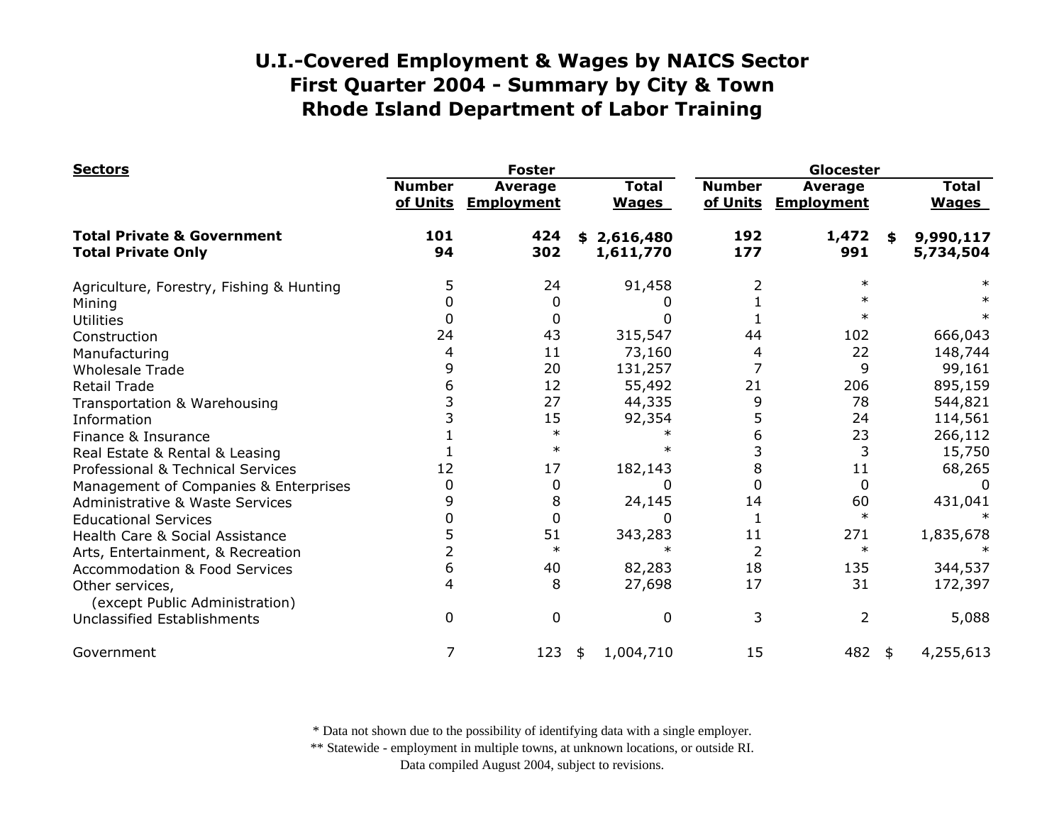# U.I.-Covered Employment & Wages by NAICS Sector
## First Quarter 2004 - Summary by City & Town
## Rhode Island Department of Labor Training

| Sectors | Foster | | | Glocester | | |
|---|---|---|---|---|---|---|
| | Number of Units | Average Employment | Total Wages | Number of Units | Average Employment | Total Wages |
| **Total Private & Government** | **101** | **424** | **$ 2,616,480** | **192** | **1,472** | **$ 9,990,117** |
| **Total Private Only** | **94** | **302** | **1,611,770** | **177** | **991** | **5,734,504** |
| Agriculture, Forestry, Fishing & Hunting | 5 | 24 | 91,458 | 2 | * | * |
| Mining | 0 | 0 | 0 | 1 | * | * |
| Utilities | 0 | 0 | 0 | 1 | * | * |
| Construction | 24 | 43 | 315,547 | 44 | 102 | 666,043 |
| Manufacturing | 4 | 11 | 73,160 | 4 | 22 | 148,744 |
| Wholesale Trade | 9 | 20 | 131,257 | 7 | 9 | 99,161 |
| Retail Trade | 6 | 12 | 55,492 | 21 | 206 | 895,159 |
| Transportation & Warehousing | 3 | 27 | 44,335 | 9 | 78 | 544,821 |
| Information | 3 | 15 | 92,354 | 5 | 24 | 114,561 |
| Finance & Insurance | 1 | * | * | 6 | 23 | 266,112 |
| Real Estate & Rental & Leasing | 1 | * | * | 3 | 3 | 15,750 |
| Professional & Technical Services | 12 | 17 | 182,143 | 8 | 11 | 68,265 |
| Management of Companies & Enterprises | 0 | 0 | 0 | 0 | 0 | 0 |
| Administrative & Waste Services | 9 | 8 | 24,145 | 14 | 60 | 431,041 |
| Educational Services | 0 | 0 | 0 | 1 | * | * |
| Health Care & Social Assistance | 5 | 51 | 343,283 | 11 | 271 | 1,835,678 |
| Arts, Entertainment, & Recreation | 2 | * | * | 2 | * | * |
| Accommodation & Food Services | 6 | 40 | 82,283 | 18 | 135 | 344,537 |
| Other services, (except Public Administration) | 4 | 8 | 27,698 | 17 | 31 | 172,397 |
| Unclassified Establishments | 0 | 0 | 0 | 3 | 2 | 5,088 |
| Government | 7 | 123 | $ 1,004,710 | 15 | 482 | $ 4,255,613 |

* Data not shown due to the possibility of identifying data with a single employer.
** Statewide - employment in multiple towns, at unknown locations, or outside RI.
Data compiled August 2004, subject to revisions.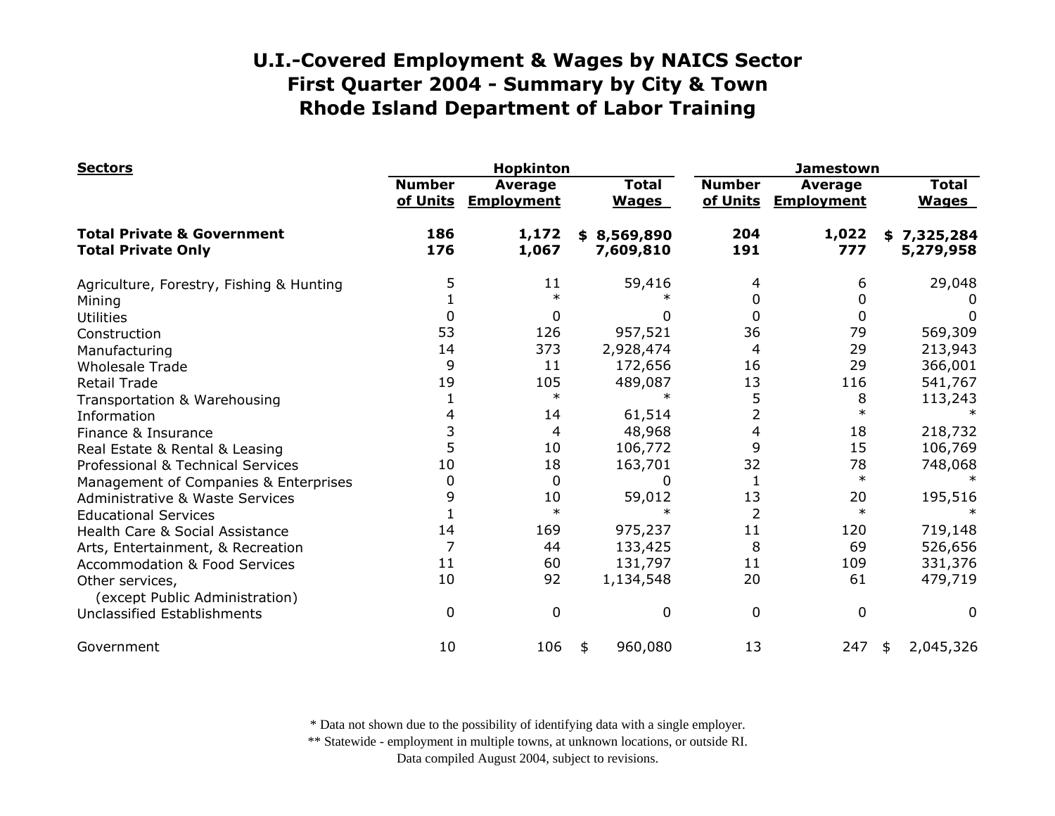# U.I.-Covered Employment & Wages by NAICS Sector
## First Quarter 2004 - Summary by City & Town
## Rhode Island Department of Labor Training

| Sectors | Hopkinton | | | Jamestown | | |
|---|---|---|---|---|---|---|
| | Number of Units | Average Employment | Total Wages | Number of Units | Average Employment | Total Wages |
| **Total Private & Government** | **186** | **1,172** | **$ 8,569,890** | **204** | **1,022** | **$ 7,325,284** |
| **Total Private Only** | **176** | **1,067** | **7,609,810** | **191** | **777** | **5,279,958** |
| Agriculture, Forestry, Fishing & Hunting | 5 | 11 | 59,416 | 4 | 6 | 29,048 |
| Mining | 1 | * | * | 0 | 0 | 0 |
| Utilities | 0 | 0 | 0 | 0 | 0 | 0 |
| Construction | 53 | 126 | 957,521 | 36 | 79 | 569,309 |
| Manufacturing | 14 | 373 | 2,928,474 | 4 | 29 | 213,943 |
| Wholesale Trade | 9 | 11 | 172,656 | 16 | 29 | 366,001 |
| Retail Trade | 19 | 105 | 489,087 | 13 | 116 | 541,767 |
| Transportation & Warehousing | 1 | * | * | 5 | 8 | 113,243 |
| Information | 4 | 14 | 61,514 | 2 | * | * |
| Finance & Insurance | 3 | 4 | 48,968 | 4 | 18 | 218,732 |
| Real Estate & Rental & Leasing | 5 | 10 | 106,772 | 9 | 15 | 106,769 |
| Professional & Technical Services | 10 | 18 | 163,701 | 32 | 78 | 748,068 |
| Management of Companies & Enterprises | 0 | 0 | 0 | 1 | * | * |
| Administrative & Waste Services | 9 | 10 | 59,012 | 13 | 20 | 195,516 |
| Educational Services | 1 | * | * | 2 | * | * |
| Health Care & Social Assistance | 14 | 169 | 975,237 | 11 | 120 | 719,148 |
| Arts, Entertainment, & Recreation | 7 | 44 | 133,425 | 8 | 69 | 526,656 |
| Accommodation & Food Services | 11 | 60 | 131,797 | 11 | 109 | 331,376 |
| Other services, (except Public Administration) | 10 | 92 | 1,134,548 | 20 | 61 | 479,719 |
| Unclassified Establishments | 0 | 0 | 0 | 0 | 0 | 0 |
| Government | 10 | 106 | $ 960,080 | 13 | 247 | $ 2,045,326 |

\* Data not shown due to the possibility of identifying data with a single employer.

\*\* Statewide - employment in multiple towns, at unknown locations, or outside RI.

Data compiled August 2004, subject to revisions.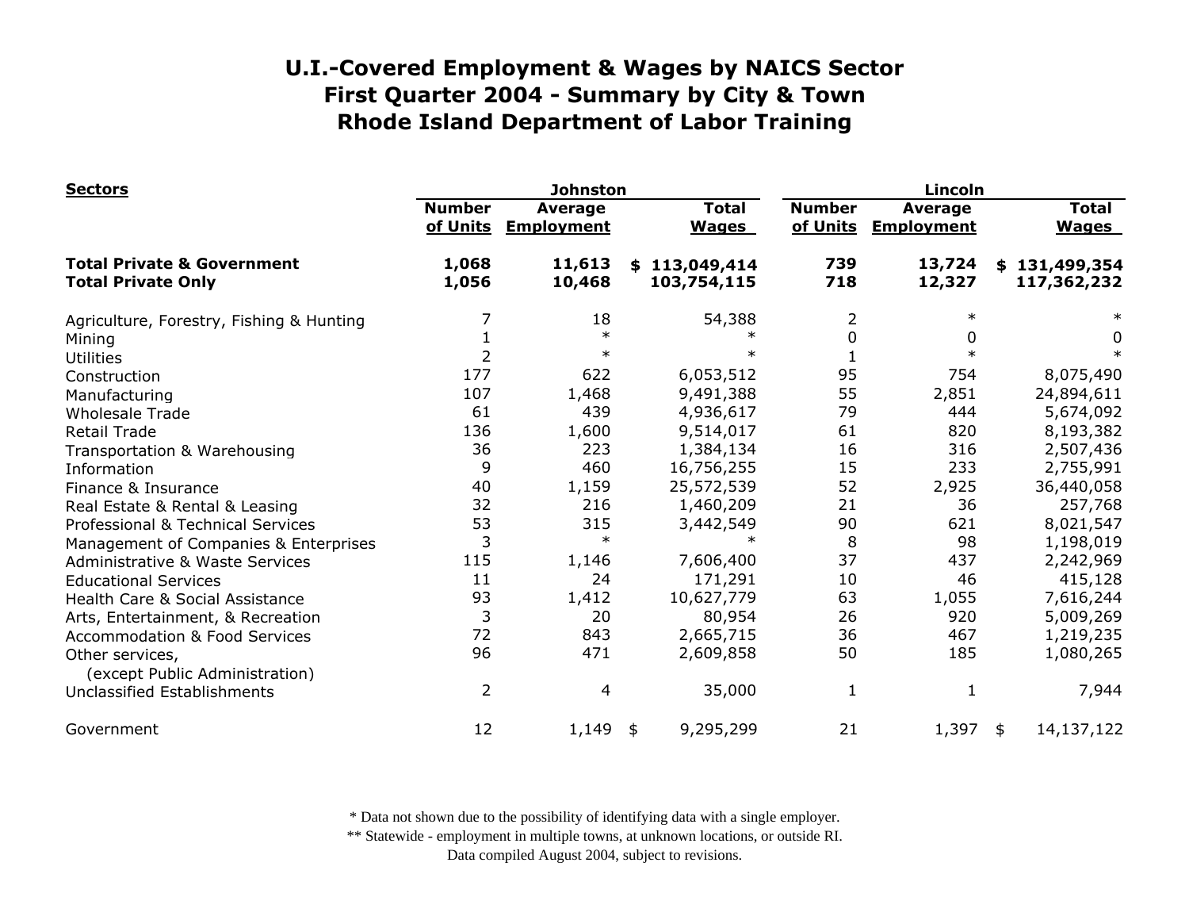# U.I.-Covered Employment & Wages by NAICS Sector
# First Quarter 2004 - Summary by City & Town
# Rhode Island Department of Labor Training

| Sectors | Johnston | | | Lincoln | | |
|---|---|---|---|---|---|---|
| | Number of Units | Average Employment | Total Wages | Number of Units | Average Employment | Total Wages |
| **Total Private & Government** | **1,068** | **11,613** | **$ 113,049,414** | **739** | **13,724** | **$ 131,499,354** |
| **Total Private Only** | **1,056** | **10,468** | **103,754,115** | **718** | **12,327** | **117,362,232** |
| Agriculture, Forestry, Fishing & Hunting | 7 | 18 | 54,388 | 2 | * | * |
| Mining | 1 | * | * | 0 | 0 | 0 |
| Utilities | 2 | * | * | 1 | * | * |
| Construction | 177 | 622 | 6,053,512 | 95 | 754 | 8,075,490 |
| Manufacturing | 107 | 1,468 | 9,491,388 | 55 | 2,851 | 24,894,611 |
| Wholesale Trade | 61 | 439 | 4,936,617 | 79 | 444 | 5,674,092 |
| Retail Trade | 136 | 1,600 | 9,514,017 | 61 | 820 | 8,193,382 |
| Transportation & Warehousing | 36 | 223 | 1,384,134 | 16 | 316 | 2,507,436 |
| Information | 9 | 460 | 16,756,255 | 15 | 233 | 2,755,991 |
| Finance & Insurance | 40 | 1,159 | 25,572,539 | 52 | 2,925 | 36,440,058 |
| Real Estate & Rental & Leasing | 32 | 216 | 1,460,209 | 21 | 36 | 257,768 |
| Professional & Technical Services | 53 | 315 | 3,442,549 | 90 | 621 | 8,021,547 |
| Management of Companies & Enterprises | 3 | * | * | 8 | 98 | 1,198,019 |
| Administrative & Waste Services | 115 | 1,146 | 7,606,400 | 37 | 437 | 2,242,969 |
| Educational Services | 11 | 24 | 171,291 | 10 | 46 | 415,128 |
| Health Care & Social Assistance | 93 | 1,412 | 10,627,779 | 63 | 1,055 | 7,616,244 |
| Arts, Entertainment, & Recreation | 3 | 20 | 80,954 | 26 | 920 | 5,009,269 |
| Accommodation & Food Services | 72 | 843 | 2,665,715 | 36 | 467 | 1,219,235 |
| Other services, (except Public Administration) | 96 | 471 | 2,609,858 | 50 | 185 | 1,080,265 |
| Unclassified Establishments | 2 | 4 | 35,000 | 1 | 1 | 7,944 |
| Government | 12 | 1,149 | $ 9,295,299 | 21 | 1,397 | $ 14,137,122 |

\* Data not shown due to the possibility of identifying data with a single employer.
\*\* Statewide - employment in multiple towns, at unknown locations, or outside RI.
Data compiled August 2004, subject to revisions.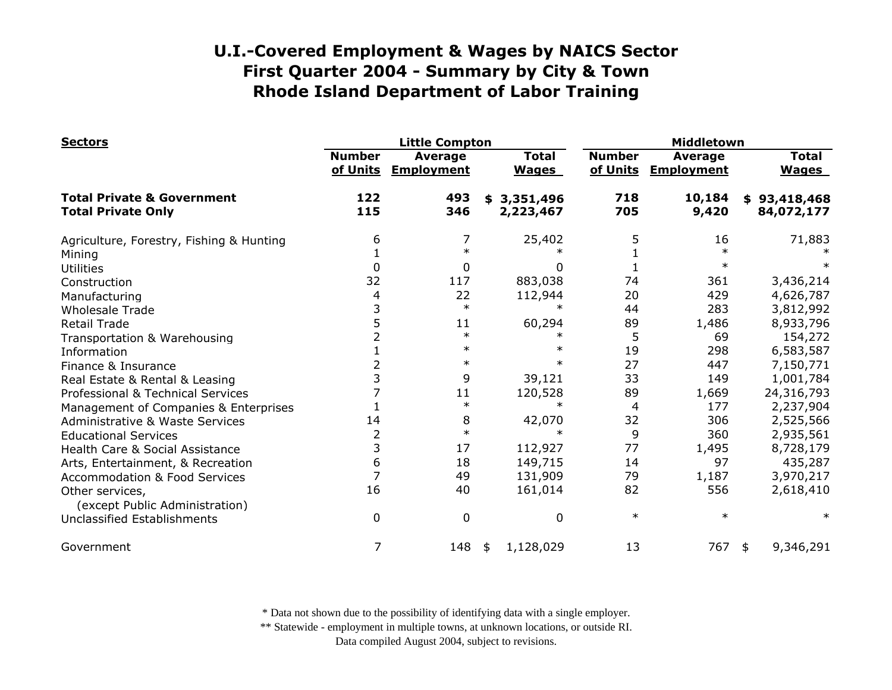# U.I.-Covered Employment & Wages by NAICS Sector
# First Quarter 2004 - Summary by City & Town
# Rhode Island Department of Labor Training

| Sectors | Little Compton | | | Middletown | | |
|---|---|---|---|---|---|---|
| | Number of Units | Average Employment | Total Wages | Number of Units | Average Employment | Total Wages |
| **Total Private & Government** | **122** | **493** | **$ 3,351,496** | **718** | **10,184** | **$ 93,418,468** |
| **Total Private Only** | **115** | **346** | **2,223,467** | **705** | **9,420** | **84,072,177** |
| Agriculture, Forestry, Fishing & Hunting | 6 | 7 | 25,402 | 5 | 16 | 71,883 |
| Mining | 1 | * | * | 1 | * | * |
| Utilities | 0 | 0 | 0 | 1 | * | * |
| Construction | 32 | 117 | 883,038 | 74 | 361 | 3,436,214 |
| Manufacturing | 4 | 22 | 112,944 | 20 | 429 | 4,626,787 |
| Wholesale Trade | 3 | * | * | 44 | 283 | 3,812,992 |
| Retail Trade | 5 | 11 | 60,294 | 89 | 1,486 | 8,933,796 |
| Transportation & Warehousing | 2 | * | * | 5 | 69 | 154,272 |
| Information | 1 | * | * | 19 | 298 | 6,583,587 |
| Finance & Insurance | 2 | * | * | 27 | 447 | 7,150,771 |
| Real Estate & Rental & Leasing | 3 | 9 | 39,121 | 33 | 149 | 1,001,784 |
| Professional & Technical Services | 7 | 11 | 120,528 | 89 | 1,669 | 24,316,793 |
| Management of Companies & Enterprises | 1 | * | * | 4 | 177 | 2,237,904 |
| Administrative & Waste Services | 14 | 8 | 42,070 | 32 | 306 | 2,525,566 |
| Educational Services | 2 | * | * | 9 | 360 | 2,935,561 |
| Health Care & Social Assistance | 3 | 17 | 112,927 | 77 | 1,495 | 8,728,179 |
| Arts, Entertainment, & Recreation | 6 | 18 | 149,715 | 14 | 97 | 435,287 |
| Accommodation & Food Services | 7 | 49 | 131,909 | 79 | 1,187 | 3,970,217 |
| Other services, (except Public Administration) | 16 | 40 | 161,014 | 82 | 556 | 2,618,410 |
| Unclassified Establishments | 0 | 0 | 0 | * | * | * |
| Government | 7 | 148 | $ 1,128,029 | 13 | 767 | $ 9,346,291 |

\* Data not shown due to the possibility of identifying data with a single employer.
\*\* Statewide - employment in multiple towns, at unknown locations, or outside RI.
Data compiled August 2004, subject to revisions.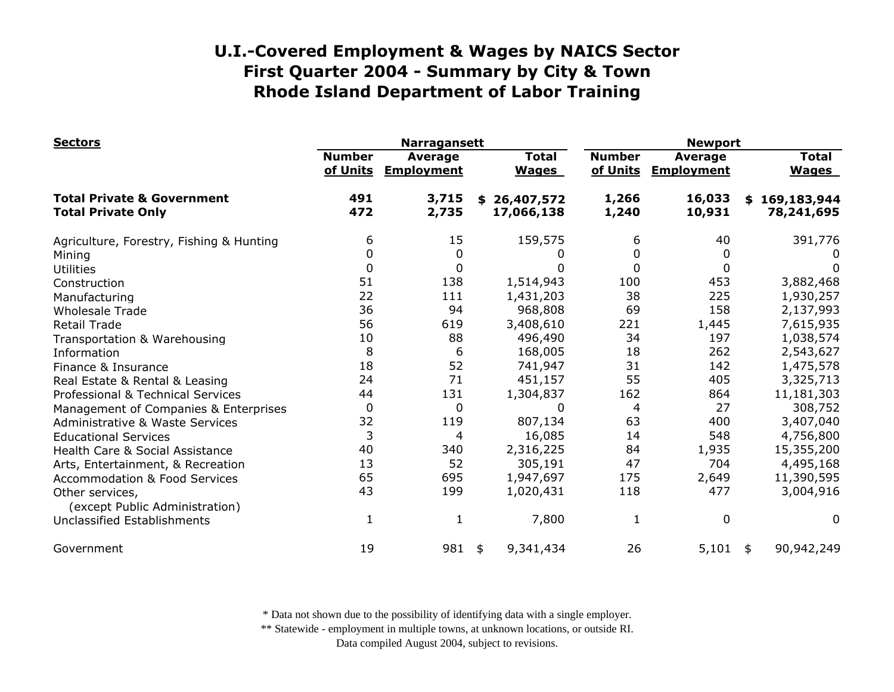# U.I.-Covered Employment & Wages by NAICS Sector
# First Quarter 2004 - Summary by City & Town
# Rhode Island Department of Labor Training

| Sectors | Narragansett | | | Newport | | |
|---|---|---|---|---|---|---|
| | Number of Units | Average Employment | Total Wages | Number of Units | Average Employment | Total Wages |
| **Total Private & Government** | **491** | **3,715** | **$ 26,407,572** | **1,266** | **16,033** | **$ 169,183,944** |
| **Total Private Only** | **472** | **2,735** | **17,066,138** | **1,240** | **10,931** | **78,241,695** |
| Agriculture, Forestry, Fishing & Hunting | 6 | 15 | 159,575 | 6 | 40 | 391,776 |
| Mining | 0 | 0 | 0 | 0 | 0 | 0 |
| Utilities | 0 | 0 | 0 | 0 | 0 | 0 |
| Construction | 51 | 138 | 1,514,943 | 100 | 453 | 3,882,468 |
| Manufacturing | 22 | 111 | 1,431,203 | 38 | 225 | 1,930,257 |
| Wholesale Trade | 36 | 94 | 968,808 | 69 | 158 | 2,137,993 |
| Retail Trade | 56 | 619 | 3,408,610 | 221 | 1,445 | 7,615,935 |
| Transportation & Warehousing | 10 | 88 | 496,490 | 34 | 197 | 1,038,574 |
| Information | 8 | 6 | 168,005 | 18 | 262 | 2,543,627 |
| Finance & Insurance | 18 | 52 | 741,947 | 31 | 142 | 1,475,578 |
| Real Estate & Rental & Leasing | 24 | 71 | 451,157 | 55 | 405 | 3,325,713 |
| Professional & Technical Services | 44 | 131 | 1,304,837 | 162 | 864 | 11,181,303 |
| Management of Companies & Enterprises | 0 | 0 | 0 | 4 | 27 | 308,752 |
| Administrative & Waste Services | 32 | 119 | 807,134 | 63 | 400 | 3,407,040 |
| Educational Services | 3 | 4 | 16,085 | 14 | 548 | 4,756,800 |
| Health Care & Social Assistance | 40 | 340 | 2,316,225 | 84 | 1,935 | 15,355,200 |
| Arts, Entertainment, & Recreation | 13 | 52 | 305,191 | 47 | 704 | 4,495,168 |
| Accommodation & Food Services | 65 | 695 | 1,947,697 | 175 | 2,649 | 11,390,595 |
| Other services, (except Public Administration) | 43 | 199 | 1,020,431 | 118 | 477 | 3,004,916 |
| Unclassified Establishments | 1 | 1 | 7,800 | 1 | 0 | 0 |
| Government | 19 | 981 | $ 9,341,434 | 26 | 5,101 | $ 90,942,249 |

* Data not shown due to the possibility of identifying data with a single employer.
** Statewide - employment in multiple towns, at unknown locations, or outside RI.
Data compiled August 2004, subject to revisions.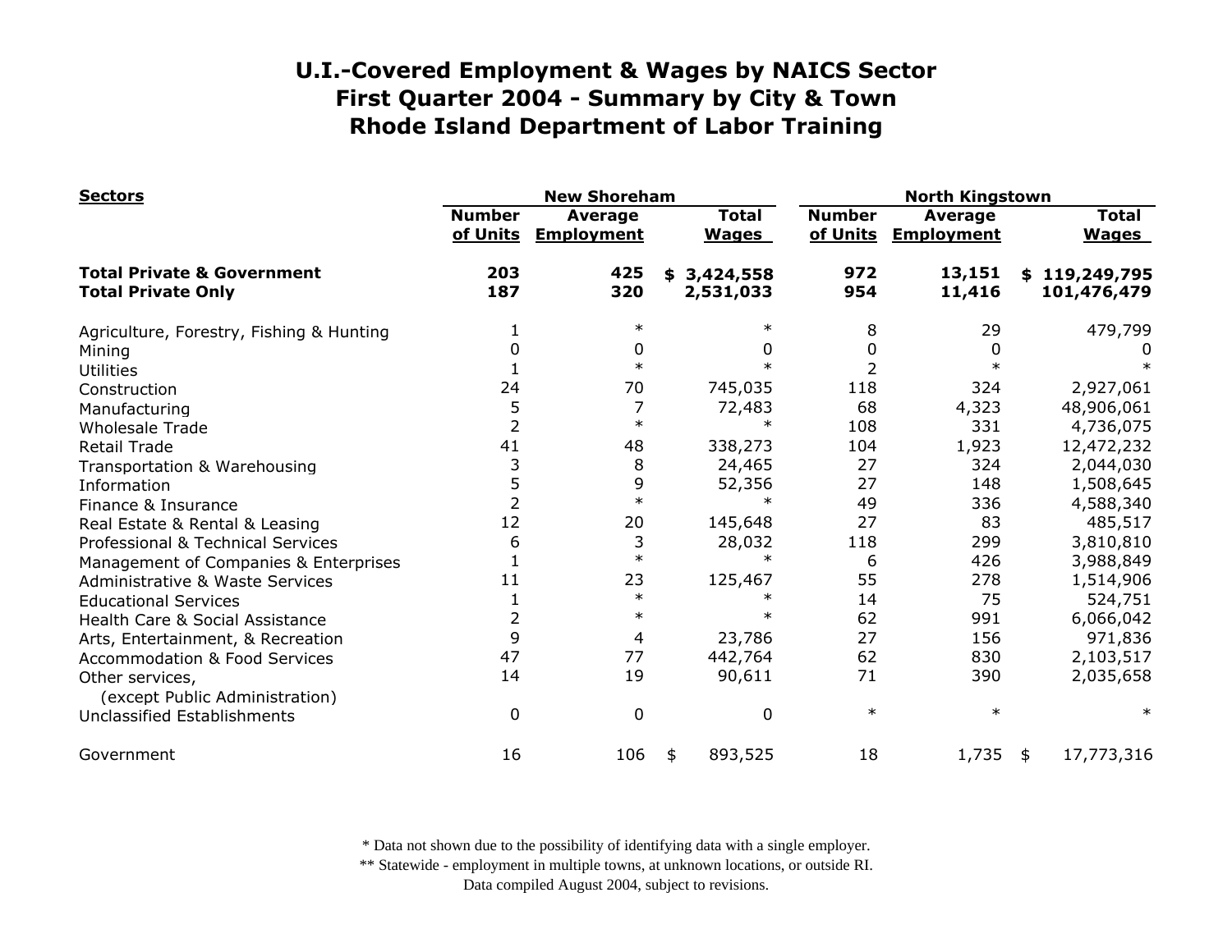# U.I.-Covered Employment & Wages by NAICS Sector
# First Quarter 2004 - Summary by City & Town
# Rhode Island Department of Labor Training

| Sectors | New Shoreham | | | North Kingstown | | |
|---|---|---|---|---|---|---|
| | Number of Units | Average Employment | Total Wages | Number of Units | Average Employment | Total Wages |
| **Total Private & Government** | **203** | **425** | **$ 3,424,558** | **972** | **13,151** | **$ 119,249,795** |
| **Total Private Only** | **187** | **320** | **2,531,033** | **954** | **11,416** | **101,476,479** |
| Agriculture, Forestry, Fishing & Hunting | 1 | * | * | 8 | 29 | 479,799 |
| Mining | 0 | 0 | 0 | 0 | 0 | 0 |
| Utilities | 1 | * | * | 2 | * | * |
| Construction | 24 | 70 | 745,035 | 118 | 324 | 2,927,061 |
| Manufacturing | 5 | 7 | 72,483 | 68 | 4,323 | 48,906,061 |
| Wholesale Trade | 2 | * | * | 108 | 331 | 4,736,075 |
| Retail Trade | 41 | 48 | 338,273 | 104 | 1,923 | 12,472,232 |
| Transportation & Warehousing | 3 | 8 | 24,465 | 27 | 324 | 2,044,030 |
| Information | 5 | 9 | 52,356 | 27 | 148 | 1,508,645 |
| Finance & Insurance | 2 | * | * | 49 | 336 | 4,588,340 |
| Real Estate & Rental & Leasing | 12 | 20 | 145,648 | 27 | 83 | 485,517 |
| Professional & Technical Services | 6 | 3 | 28,032 | 118 | 299 | 3,810,810 |
| Management of Companies & Enterprises | 1 | * | * | 6 | 426 | 3,988,849 |
| Administrative & Waste Services | 11 | 23 | 125,467 | 55 | 278 | 1,514,906 |
| Educational Services | 1 | * | * | 14 | 75 | 524,751 |
| Health Care & Social Assistance | 2 | * | * | 62 | 991 | 6,066,042 |
| Arts, Entertainment, & Recreation | 9 | 4 | 23,786 | 27 | 156 | 971,836 |
| Accommodation & Food Services | 47 | 77 | 442,764 | 62 | 830 | 2,103,517 |
| Other services, (except Public Administration) | 14 | 19 | 90,611 | 71 | 390 | 2,035,658 |
| Unclassified Establishments | 0 | 0 | 0 | * | * | * |
| Government | 16 | 106 | $ 893,525 | 18 | 1,735 | $ 17,773,316 |

\* Data not shown due to the possibility of identifying data with a single employer.
\*\* Statewide - employment in multiple towns, at unknown locations, or outside RI.
Data compiled August 2004, subject to revisions.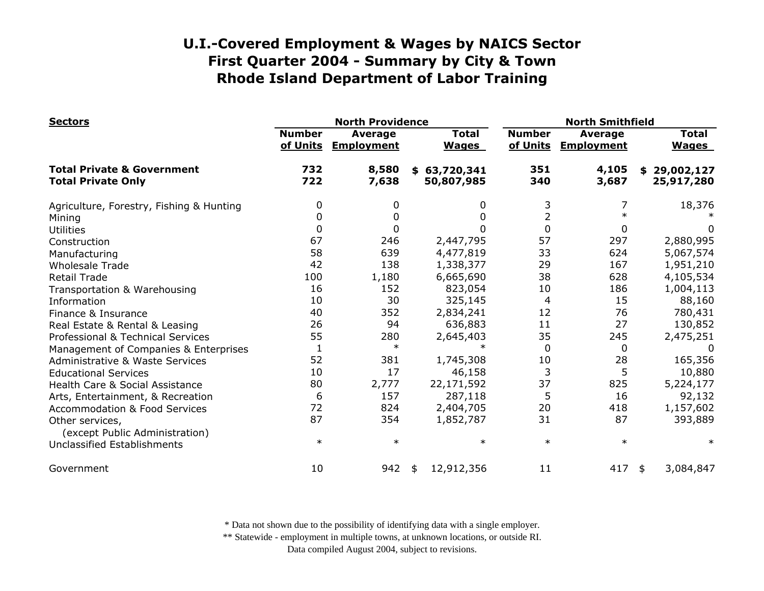# U.I.-Covered Employment & Wages by NAICS Sector
# First Quarter 2004 - Summary by City & Town
# Rhode Island Department of Labor Training

| Sectors | North Providence | | | North Smithfield | | |
|---|---|---|---|---|---|---|
| | Number of Units | Average Employment | Total Wages | Number of Units | Average Employment | Total Wages |
| **Total Private & Government** | **732** | **8,580** | **$ 63,720,341** | **351** | **4,105** | **$ 29,002,127** |
| **Total Private Only** | **722** | **7,638** | **50,807,985** | **340** | **3,687** | **25,917,280** |
| Agriculture, Forestry, Fishing & Hunting | 0 | 0 | 0 | 3 | 7 | 18,376 |
| Mining | 0 | 0 | 0 | 2 | * | * |
| Utilities | 0 | 0 | 0 | 0 | 0 | 0 |
| Construction | 67 | 246 | 2,447,795 | 57 | 297 | 2,880,995 |
| Manufacturing | 58 | 639 | 4,477,819 | 33 | 624 | 5,067,574 |
| Wholesale Trade | 42 | 138 | 1,338,377 | 29 | 167 | 1,951,210 |
| Retail Trade | 100 | 1,180 | 6,665,690 | 38 | 628 | 4,105,534 |
| Transportation & Warehousing | 16 | 152 | 823,054 | 10 | 186 | 1,004,113 |
| Information | 10 | 30 | 325,145 | 4 | 15 | 88,160 |
| Finance & Insurance | 40 | 352 | 2,834,241 | 12 | 76 | 780,431 |
| Real Estate & Rental & Leasing | 26 | 94 | 636,883 | 11 | 27 | 130,852 |
| Professional & Technical Services | 55 | 280 | 2,645,403 | 35 | 245 | 2,475,251 |
| Management of Companies & Enterprises | 1 | * | * | 0 | 0 | 0 |
| Administrative & Waste Services | 52 | 381 | 1,745,308 | 10 | 28 | 165,356 |
| Educational Services | 10 | 17 | 46,158 | 3 | 5 | 10,880 |
| Health Care & Social Assistance | 80 | 2,777 | 22,171,592 | 37 | 825 | 5,224,177 |
| Arts, Entertainment, & Recreation | 6 | 157 | 287,118 | 5 | 16 | 92,132 |
| Accommodation & Food Services | 72 | 824 | 2,404,705 | 20 | 418 | 1,157,602 |
| Other services, (except Public Administration) | 87 | 354 | 1,852,787 | 31 | 87 | 393,889 |
| Unclassified Establishments | * | * | * | * | * | * |
| Government | 10 | 942 | $ 12,912,356 | 11 | 417 | $ 3,084,847 |

\* Data not shown due to the possibility of identifying data with a single employer.
** Statewide - employment in multiple towns, at unknown locations, or outside RI.
Data compiled August 2004, subject to revisions.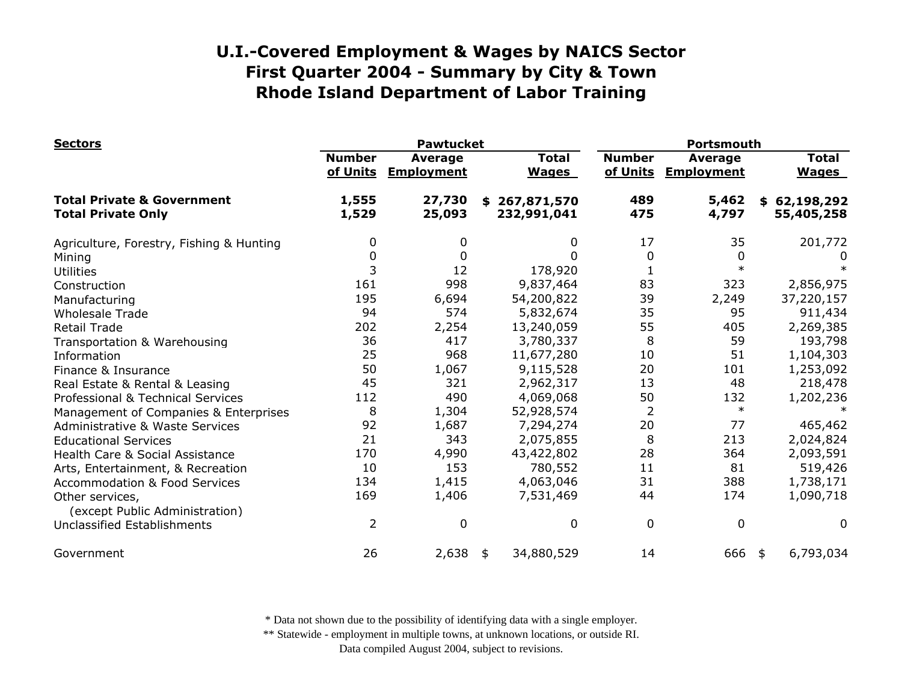# U.I.-Covered Employment & Wages by NAICS Sector
# First Quarter 2004 - Summary by City & Town
# Rhode Island Department of Labor Training

| Sectors | Pawtucket | | | Portsmouth | | |
|---|---|---|---|---|---|---|
| | Number of Units | Average Employment | Total Wages | Number of Units | Average Employment | Total Wages |
| **Total Private & Government** | **1,555** | **27,730** | **$ 267,871,570** | **489** | **5,462** | **$ 62,198,292** |
| **Total Private Only** | **1,529** | **25,093** | **232,991,041** | **475** | **4,797** | **55,405,258** |
| Agriculture, Forestry, Fishing & Hunting | 0 | 0 | 0 | 17 | 35 | 201,772 |
| Mining | 0 | 0 | 0 | 0 | 0 | 0 |
| Utilities | 3 | 12 | 178,920 | 1 | * | * |
| Construction | 161 | 998 | 9,837,464 | 83 | 323 | 2,856,975 |
| Manufacturing | 195 | 6,694 | 54,200,822 | 39 | 2,249 | 37,220,157 |
| Wholesale Trade | 94 | 574 | 5,832,674 | 35 | 95 | 911,434 |
| Retail Trade | 202 | 2,254 | 13,240,059 | 55 | 405 | 2,269,385 |
| Transportation & Warehousing | 36 | 417 | 3,780,337 | 8 | 59 | 193,798 |
| Information | 25 | 968 | 11,677,280 | 10 | 51 | 1,104,303 |
| Finance & Insurance | 50 | 1,067 | 9,115,528 | 20 | 101 | 1,253,092 |
| Real Estate & Rental & Leasing | 45 | 321 | 2,962,317 | 13 | 48 | 218,478 |
| Professional & Technical Services | 112 | 490 | 4,069,068 | 50 | 132 | 1,202,236 |
| Management of Companies & Enterprises | 8 | 1,304 | 52,928,574 | 2 | * | * |
| Administrative & Waste Services | 92 | 1,687 | 7,294,274 | 20 | 77 | 465,462 |
| Educational Services | 21 | 343 | 2,075,855 | 8 | 213 | 2,024,824 |
| Health Care & Social Assistance | 170 | 4,990 | 43,422,802 | 28 | 364 | 2,093,591 |
| Arts, Entertainment, & Recreation | 10 | 153 | 780,552 | 11 | 81 | 519,426 |
| Accommodation & Food Services | 134 | 1,415 | 4,063,046 | 31 | 388 | 1,738,171 |
| Other services, (except Public Administration) | 169 | 1,406 | 7,531,469 | 44 | 174 | 1,090,718 |
| Unclassified Establishments | 2 | 0 | 0 | 0 | 0 | 0 |
| Government | 26 | 2,638 | $ 34,880,529 | 14 | 666 | $ 6,793,034 |

* Data not shown due to the possibility of identifying data with a single employer.
** Statewide - employment in multiple towns, at unknown locations, or outside RI.
Data compiled August 2004, subject to revisions.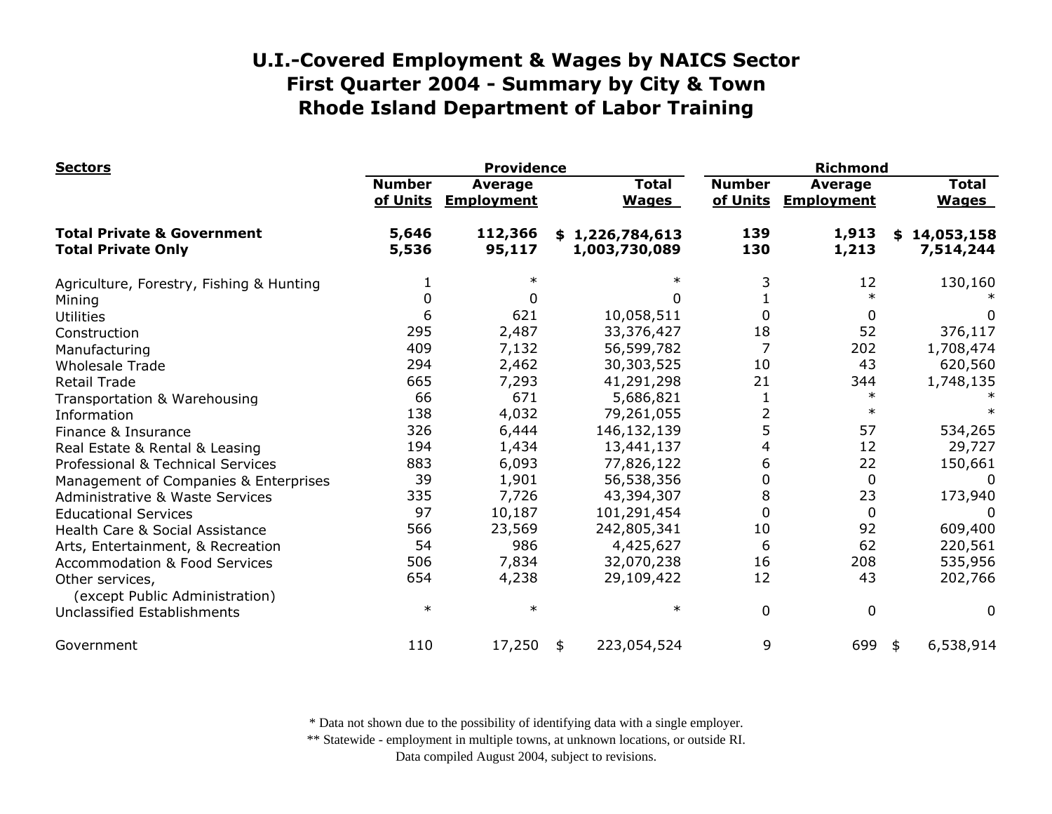# U.I.-Covered Employment & Wages by NAICS Sector
# First Quarter 2004 - Summary by City & Town
# Rhode Island Department of Labor Training

| Sectors | Providence | | | Richmond | | |
|---|---|---|---|---|---|---|
| | Number of Units | Average Employment | Total Wages | Number of Units | Average Employment | Total Wages |
| **Total Private & Government** | **5,646** | **112,366** | **$ 1,226,784,613** | **139** | **1,913** | **$ 14,053,158** |
| **Total Private Only** | **5,536** | **95,117** | **1,003,730,089** | **130** | **1,213** | **7,514,244** |
| Agriculture, Forestry, Fishing & Hunting | 1 | * | * | 3 | 12 | 130,160 |
| Mining | 0 | 0 | 0 | 1 | * | * |
| Utilities | 6 | 621 | 10,058,511 | 0 | 0 | 0 |
| Construction | 295 | 2,487 | 33,376,427 | 18 | 52 | 376,117 |
| Manufacturing | 409 | 7,132 | 56,599,782 | 7 | 202 | 1,708,474 |
| Wholesale Trade | 294 | 2,462 | 30,303,525 | 10 | 43 | 620,560 |
| Retail Trade | 665 | 7,293 | 41,291,298 | 21 | 344 | 1,748,135 |
| Transportation & Warehousing | 66 | 671 | 5,686,821 | 1 | * | * |
| Information | 138 | 4,032 | 79,261,055 | 2 | * | * |
| Finance & Insurance | 326 | 6,444 | 146,132,139 | 5 | 57 | 534,265 |
| Real Estate & Rental & Leasing | 194 | 1,434 | 13,441,137 | 4 | 12 | 29,727 |
| Professional & Technical Services | 883 | 6,093 | 77,826,122 | 6 | 22 | 150,661 |
| Management of Companies & Enterprises | 39 | 1,901 | 56,538,356 | 0 | 0 | 0 |
| Administrative & Waste Services | 335 | 7,726 | 43,394,307 | 8 | 23 | 173,940 |
| Educational Services | 97 | 10,187 | 101,291,454 | 0 | 0 | 0 |
| Health Care & Social Assistance | 566 | 23,569 | 242,805,341 | 10 | 92 | 609,400 |
| Arts, Entertainment, & Recreation | 54 | 986 | 4,425,627 | 6 | 62 | 220,561 |
| Accommodation & Food Services | 506 | 7,834 | 32,070,238 | 16 | 208 | 535,956 |
| Other services, (except Public Administration) | 654 | 4,238 | 29,109,422 | 12 | 43 | 202,766 |
| Unclassified Establishments | * | * | * | 0 | 0 | 0 |
| Government | 110 | 17,250 | $ 223,054,524 | 9 | 699 | $ 6,538,914 |

\* Data not shown due to the possibility of identifying data with a single employer.
** Statewide - employment in multiple towns, at unknown locations, or outside RI.
Data compiled August 2004, subject to revisions.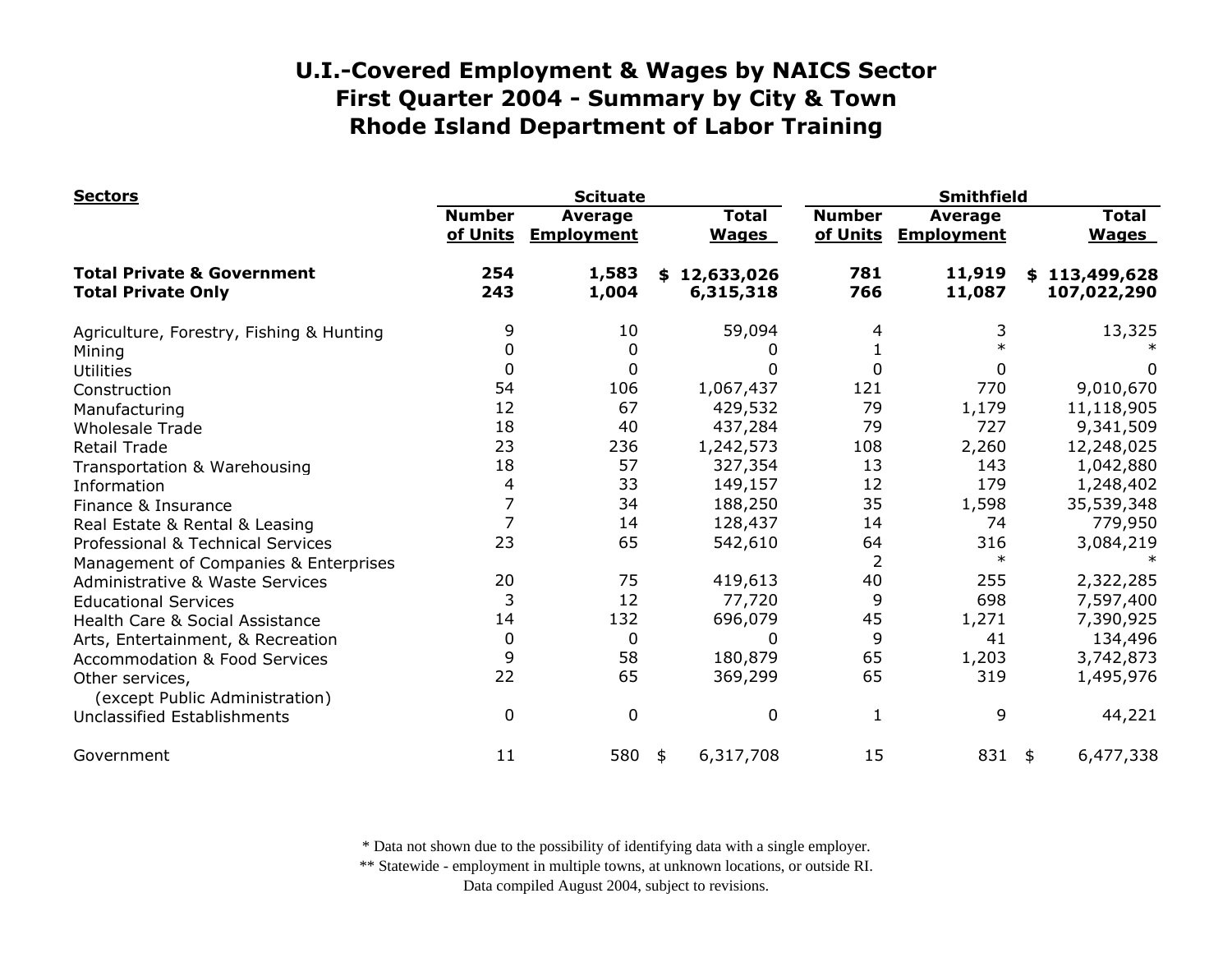# U.I.-Covered Employment & Wages by NAICS Sector
# First Quarter 2004 - Summary by City & Town
# Rhode Island Department of Labor Training

| Sectors | Scituate | | | Smithfield | | |
|---|---|---|---|---|---|---|
| | Number of Units | Average Employment | Total Wages | Number of Units | Average Employment | Total Wages |
| **Total Private & Government** | **254** | **1,583** | **$ 12,633,026** | **781** | **11,919** | **$ 113,499,628** |
| **Total Private Only** | **243** | **1,004** | **6,315,318** | **766** | **11,087** | **107,022,290** |
| Agriculture, Forestry, Fishing & Hunting | 9 | 10 | 59,094 | 4 | 3 | 13,325 |
| Mining | 0 | 0 | 0 | 1 | * | * |
| Utilities | 0 | 0 | 0 | 0 | 0 | 0 |
| Construction | 54 | 106 | 1,067,437 | 121 | 770 | 9,010,670 |
| Manufacturing | 12 | 67 | 429,532 | 79 | 1,179 | 11,118,905 |
| Wholesale Trade | 18 | 40 | 437,284 | 79 | 727 | 9,341,509 |
| Retail Trade | 23 | 236 | 1,242,573 | 108 | 2,260 | 12,248,025 |
| Transportation & Warehousing | 18 | 57 | 327,354 | 13 | 143 | 1,042,880 |
| Information | 4 | 33 | 149,157 | 12 | 179 | 1,248,402 |
| Finance & Insurance | 7 | 34 | 188,250 | 35 | 1,598 | 35,539,348 |
| Real Estate & Rental & Leasing | 7 | 14 | 128,437 | 14 | 74 | 779,950 |
| Professional & Technical Services | 23 | 65 | 542,610 | 64 | 316 | 3,084,219 |
| Management of Companies & Enterprises | | | | 2 | * | * |
| Administrative & Waste Services | 20 | 75 | 419,613 | 40 | 255 | 2,322,285 |
| Educational Services | 3 | 12 | 77,720 | 9 | 698 | 7,597,400 |
| Health Care & Social Assistance | 14 | 132 | 696,079 | 45 | 1,271 | 7,390,925 |
| Arts, Entertainment, & Recreation | 0 | 0 | 0 | 9 | 41 | 134,496 |
| Accommodation & Food Services | 9 | 58 | 180,879 | 65 | 1,203 | 3,742,873 |
| Other services, (except Public Administration) | 22 | 65 | 369,299 | 65 | 319 | 1,495,976 |
| Unclassified Establishments | 0 | 0 | 0 | 1 | 9 | 44,221 |
| Government | 11 | 580 | $ 6,317,708 | 15 | 831 | $ 6,477,338 |

* Data not shown due to the possibility of identifying data with a single employer.
** Statewide - employment in multiple towns, at unknown locations, or outside RI.
Data compiled August 2004, subject to revisions.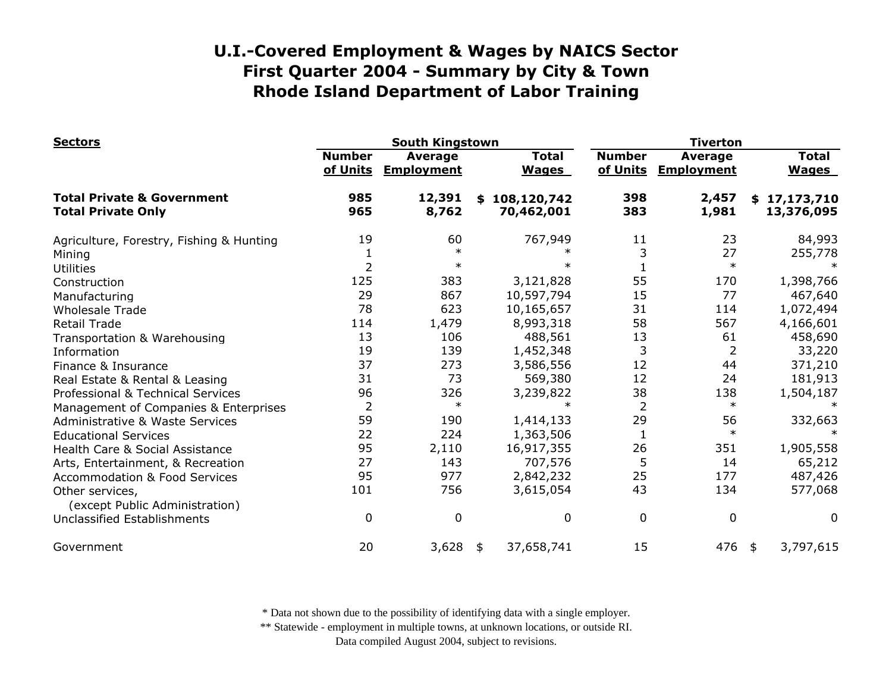# U.I.-Covered Employment & Wages by NAICS Sector
# First Quarter 2004 - Summary by City & Town
# Rhode Island Department of Labor Training

| Sectors | South Kingstown | | | Tiverton | | |
|---|---|---|---|---|---|---|
| | Number of Units | Average Employment | Total Wages | Number of Units | Average Employment | Total Wages |
| **Total Private & Government** | **985** | **12,391** | **$ 108,120,742** | **398** | **2,457** | **$ 17,173,710** |
| **Total Private Only** | **965** | **8,762** | **70,462,001** | **383** | **1,981** | **13,376,095** |
| Agriculture, Forestry, Fishing & Hunting | 19 | 60 | 767,949 | 11 | 23 | 84,993 |
| Mining | 1 | * | * | 3 | 27 | 255,778 |
| Utilities | 2 | * | * | 1 | * | * |
| Construction | 125 | 383 | 3,121,828 | 55 | 170 | 1,398,766 |
| Manufacturing | 29 | 867 | 10,597,794 | 15 | 77 | 467,640 |
| Wholesale Trade | 78 | 623 | 10,165,657 | 31 | 114 | 1,072,494 |
| Retail Trade | 114 | 1,479 | 8,993,318 | 58 | 567 | 4,166,601 |
| Transportation & Warehousing | 13 | 106 | 488,561 | 13 | 61 | 458,690 |
| Information | 19 | 139 | 1,452,348 | 3 | 2 | 33,220 |
| Finance & Insurance | 37 | 273 | 3,586,556 | 12 | 44 | 371,210 |
| Real Estate & Rental & Leasing | 31 | 73 | 569,380 | 12 | 24 | 181,913 |
| Professional & Technical Services | 96 | 326 | 3,239,822 | 38 | 138 | 1,504,187 |
| Management of Companies & Enterprises | 2 | * | * | 2 | * | * |
| Administrative & Waste Services | 59 | 190 | 1,414,133 | 29 | 56 | 332,663 |
| Educational Services | 22 | 224 | 1,363,506 | 1 | * | * |
| Health Care & Social Assistance | 95 | 2,110 | 16,917,355 | 26 | 351 | 1,905,558 |
| Arts, Entertainment, & Recreation | 27 | 143 | 707,576 | 5 | 14 | 65,212 |
| Accommodation & Food Services | 95 | 977 | 2,842,232 | 25 | 177 | 487,426 |
| Other services, (except Public Administration) | 101 | 756 | 3,615,054 | 43 | 134 | 577,068 |
| Unclassified Establishments | 0 | 0 | 0 | 0 | 0 | 0 |
| Government | 20 | 3,628 | $ 37,658,741 | 15 | 476 | $ 3,797,615 |

\* Data not shown due to the possibility of identifying data with a single employer.

** Statewide - employment in multiple towns, at unknown locations, or outside RI.

Data compiled August 2004, subject to revisions.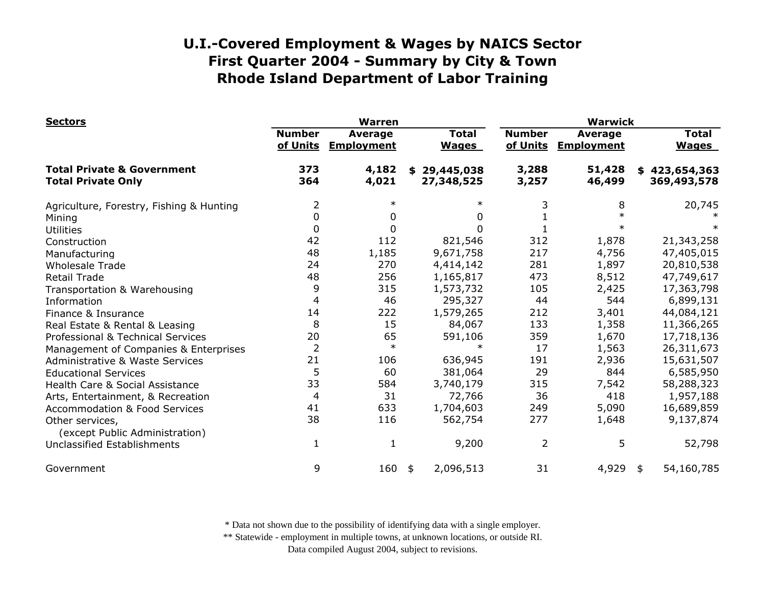# U.I.-Covered Employment & Wages by NAICS Sector
# First Quarter 2004 - Summary by City & Town
# Rhode Island Department of Labor Training

| Sectors | Warren | | | Warwick | | |
|---|---|---|---|---|---|---|
| | Number of Units | Average Employment | Total Wages | Number of Units | Average Employment | Total Wages |
| **Total Private & Government** | **373** | **4,182** | **$ 29,445,038** | **3,288** | **51,428** | **$ 423,654,363** |
| **Total Private Only** | **364** | **4,021** | **27,348,525** | **3,257** | **46,499** | **369,493,578** |
| Agriculture, Forestry, Fishing & Hunting | 2 | * | * | 3 | 8 | 20,745 |
| Mining | 0 | 0 | 0 | 1 | * | * |
| Utilities | 0 | 0 | 0 | 1 | * | * |
| Construction | 42 | 112 | 821,546 | 312 | 1,878 | 21,343,258 |
| Manufacturing | 48 | 1,185 | 9,671,758 | 217 | 4,756 | 47,405,015 |
| Wholesale Trade | 24 | 270 | 4,414,142 | 281 | 1,897 | 20,810,538 |
| Retail Trade | 48 | 256 | 1,165,817 | 473 | 8,512 | 47,749,617 |
| Transportation & Warehousing | 9 | 315 | 1,573,732 | 105 | 2,425 | 17,363,798 |
| Information | 4 | 46 | 295,327 | 44 | 544 | 6,899,131 |
| Finance & Insurance | 14 | 222 | 1,579,265 | 212 | 3,401 | 44,084,121 |
| Real Estate & Rental & Leasing | 8 | 15 | 84,067 | 133 | 1,358 | 11,366,265 |
| Professional & Technical Services | 20 | 65 | 591,106 | 359 | 1,670 | 17,718,136 |
| Management of Companies & Enterprises | 2 | * | * | 17 | 1,563 | 26,311,673 |
| Administrative & Waste Services | 21 | 106 | 636,945 | 191 | 2,936 | 15,631,507 |
| Educational Services | 5 | 60 | 381,064 | 29 | 844 | 6,585,950 |
| Health Care & Social Assistance | 33 | 584 | 3,740,179 | 315 | 7,542 | 58,288,323 |
| Arts, Entertainment, & Recreation | 4 | 31 | 72,766 | 36 | 418 | 1,957,188 |
| Accommodation & Food Services | 41 | 633 | 1,704,603 | 249 | 5,090 | 16,689,859 |
| Other services, (except Public Administration) | 38 | 116 | 562,754 | 277 | 1,648 | 9,137,874 |
| Unclassified Establishments | 1 | 1 | 9,200 | 2 | 5 | 52,798 |
| Government | 9 | 160 | $ 2,096,513 | 31 | 4,929 | $ 54,160,785 |

* Data not shown due to the possibility of identifying data with a single employer.
** Statewide - employment in multiple towns, at unknown locations, or outside RI.
Data compiled August 2004, subject to revisions.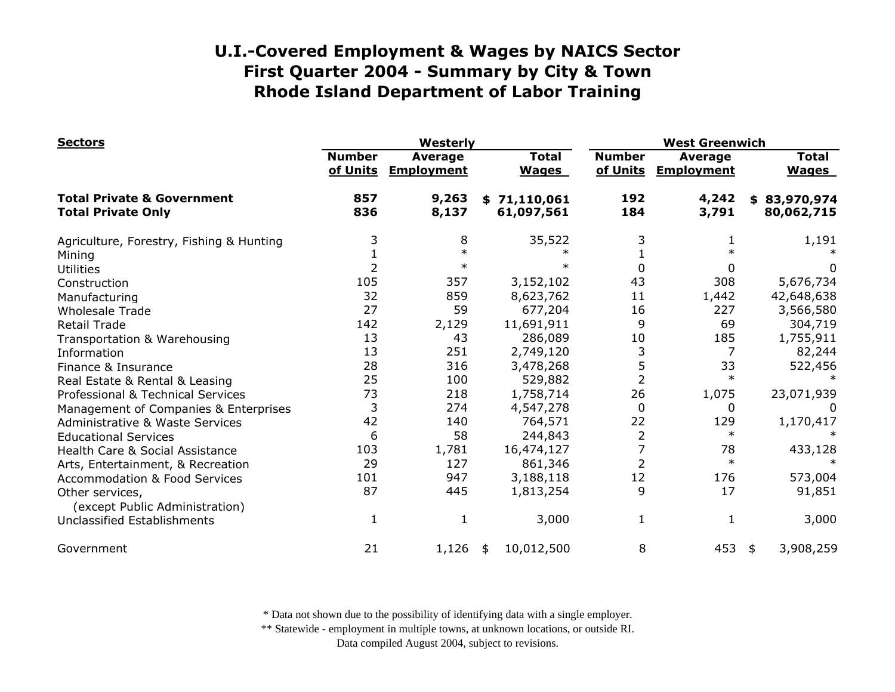# U.I.-Covered Employment & Wages by NAICS Sector
# First Quarter 2004 - Summary by City & Town
# Rhode Island Department of Labor Training

| Sectors | Westerly | | | West Greenwich | | |
|---|---|---|---|---|---|---|
| | Number of Units | Average Employment | Total Wages | Number of Units | Average Employment | Total Wages |
| **Total Private & Government** | **857** | **9,263** | **$ 71,110,061** | **192** | **4,242** | **$ 83,970,974** |
| **Total Private Only** | **836** | **8,137** | **61,097,561** | **184** | **3,791** | **80,062,715** |
| Agriculture, Forestry, Fishing & Hunting | 3 | 8 | 35,522 | 3 | 1 | 1,191 |
| Mining | 1 | * | * | 1 | * | * |
| Utilities | 2 | * | * | 0 | 0 | 0 |
| Construction | 105 | 357 | 3,152,102 | 43 | 308 | 5,676,734 |
| Manufacturing | 32 | 859 | 8,623,762 | 11 | 1,442 | 42,648,638 |
| Wholesale Trade | 27 | 59 | 677,204 | 16 | 227 | 3,566,580 |
| Retail Trade | 142 | 2,129 | 11,691,911 | 9 | 69 | 304,719 |
| Transportation & Warehousing | 13 | 43 | 286,089 | 10 | 185 | 1,755,911 |
| Information | 13 | 251 | 2,749,120 | 3 | 7 | 82,244 |
| Finance & Insurance | 28 | 316 | 3,478,268 | 5 | 33 | 522,456 |
| Real Estate & Rental & Leasing | 25 | 100 | 529,882 | 2 | * | * |
| Professional & Technical Services | 73 | 218 | 1,758,714 | 26 | 1,075 | 23,071,939 |
| Management of Companies & Enterprises | 3 | 274 | 4,547,278 | 0 | 0 | 0 |
| Administrative & Waste Services | 42 | 140 | 764,571 | 22 | 129 | 1,170,417 |
| Educational Services | 6 | 58 | 244,843 | 2 | * | * |
| Health Care & Social Assistance | 103 | 1,781 | 16,474,127 | 7 | 78 | 433,128 |
| Arts, Entertainment, & Recreation | 29 | 127 | 861,346 | 2 | * | * |
| Accommodation & Food Services | 101 | 947 | 3,188,118 | 12 | 176 | 573,004 |
| Other services, (except Public Administration) | 87 | 445 | 1,813,254 | 9 | 17 | 91,851 |
| Unclassified Establishments | 1 | 1 | 3,000 | 1 | 1 | 3,000 |
| Government | 21 | 1,126 | $ 10,012,500 | 8 | 453 | $ 3,908,259 |

* Data not shown due to the possibility of identifying data with a single employer.
** Statewide - employment in multiple towns, at unknown locations, or outside RI.
Data compiled August 2004, subject to revisions.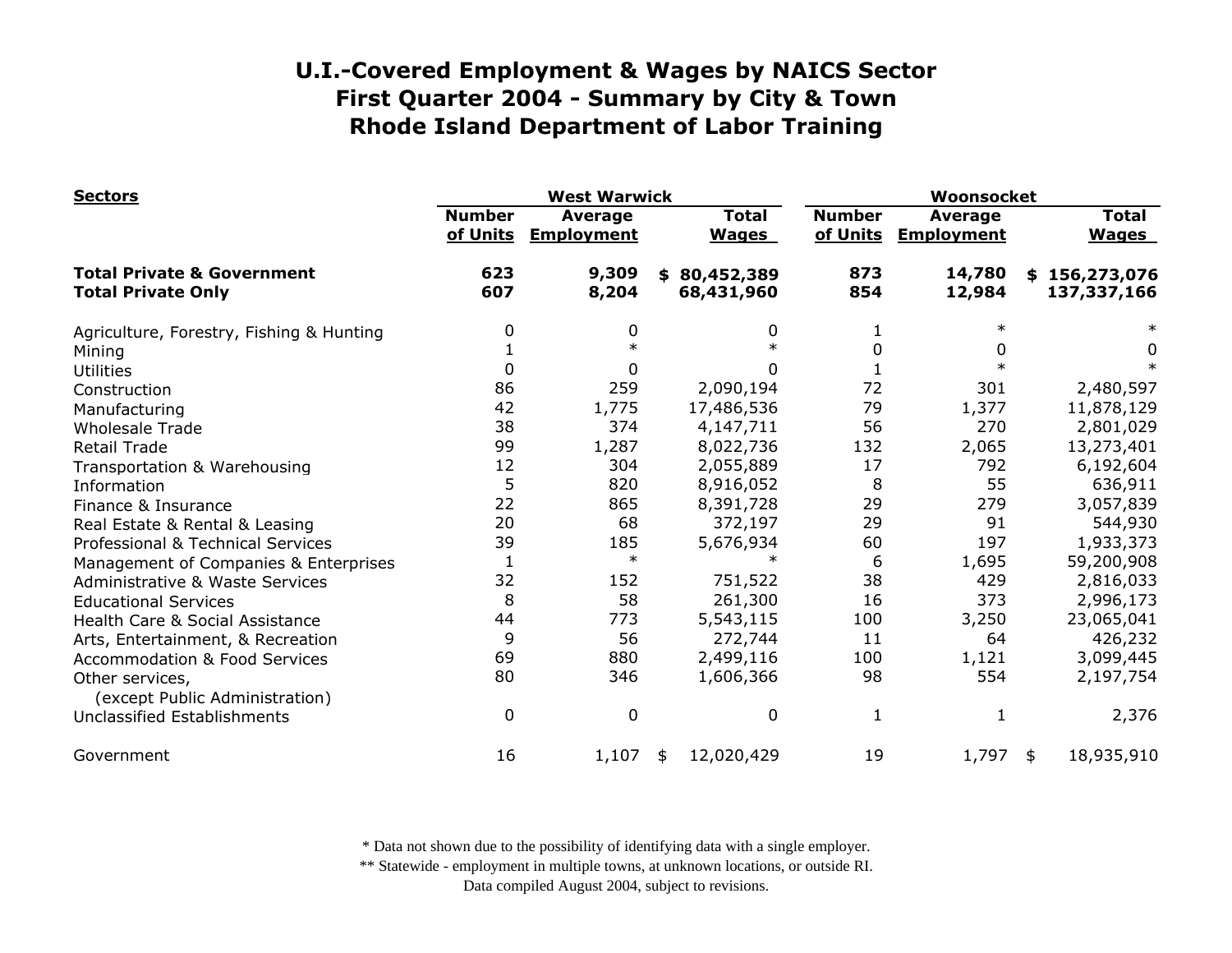# U.I.-Covered Employment & Wages by NAICS Sector
# First Quarter 2004 - Summary by City & Town
# Rhode Island Department of Labor Training

| Sectors | West Warwick | | | Woonsocket | | |
|---|---|---|---|---|---|---|
| | Number of Units | Average Employment | Total Wages | Number of Units | Average Employment | Total Wages |
| **Total Private & Government** | **623** | **9,309** | **$ 80,452,389** | **873** | **14,780** | **$ 156,273,076** |
| **Total Private Only** | **607** | **8,204** | **68,431,960** | **854** | **12,984** | **137,337,166** |
| Agriculture, Forestry, Fishing & Hunting | 0 | 0 | 0 | 1 | * | * |
| Mining | 1 | * | * | 0 | 0 | 0 |
| Utilities | 0 | 0 | 0 | 1 | * | * |
| Construction | 86 | 259 | 2,090,194 | 72 | 301 | 2,480,597 |
| Manufacturing | 42 | 1,775 | 17,486,536 | 79 | 1,377 | 11,878,129 |
| Wholesale Trade | 38 | 374 | 4,147,711 | 56 | 270 | 2,801,029 |
| Retail Trade | 99 | 1,287 | 8,022,736 | 132 | 2,065 | 13,273,401 |
| Transportation & Warehousing | 12 | 304 | 2,055,889 | 17 | 792 | 6,192,604 |
| Information | 5 | 820 | 8,916,052 | 8 | 55 | 636,911 |
| Finance & Insurance | 22 | 865 | 8,391,728 | 29 | 279 | 3,057,839 |
| Real Estate & Rental & Leasing | 20 | 68 | 372,197 | 29 | 91 | 544,930 |
| Professional & Technical Services | 39 | 185 | 5,676,934 | 60 | 197 | 1,933,373 |
| Management of Companies & Enterprises | 1 | * | * | 6 | 1,695 | 59,200,908 |
| Administrative & Waste Services | 32 | 152 | 751,522 | 38 | 429 | 2,816,033 |
| Educational Services | 8 | 58 | 261,300 | 16 | 373 | 2,996,173 |
| Health Care & Social Assistance | 44 | 773 | 5,543,115 | 100 | 3,250 | 23,065,041 |
| Arts, Entertainment, & Recreation | 9 | 56 | 272,744 | 11 | 64 | 426,232 |
| Accommodation & Food Services | 69 | 880 | 2,499,116 | 100 | 1,121 | 3,099,445 |
| Other services, (except Public Administration) | 80 | 346 | 1,606,366 | 98 | 554 | 2,197,754 |
| Unclassified Establishments | 0 | 0 | 0 | 1 | 1 | 2,376 |
| Government | 16 | 1,107 | $ 12,020,429 | 19 | 1,797 | $ 18,935,910 |

* Data not shown due to the possibility of identifying data with a single employer.
** Statewide - employment in multiple towns, at unknown locations, or outside RI.
Data compiled August 2004, subject to revisions.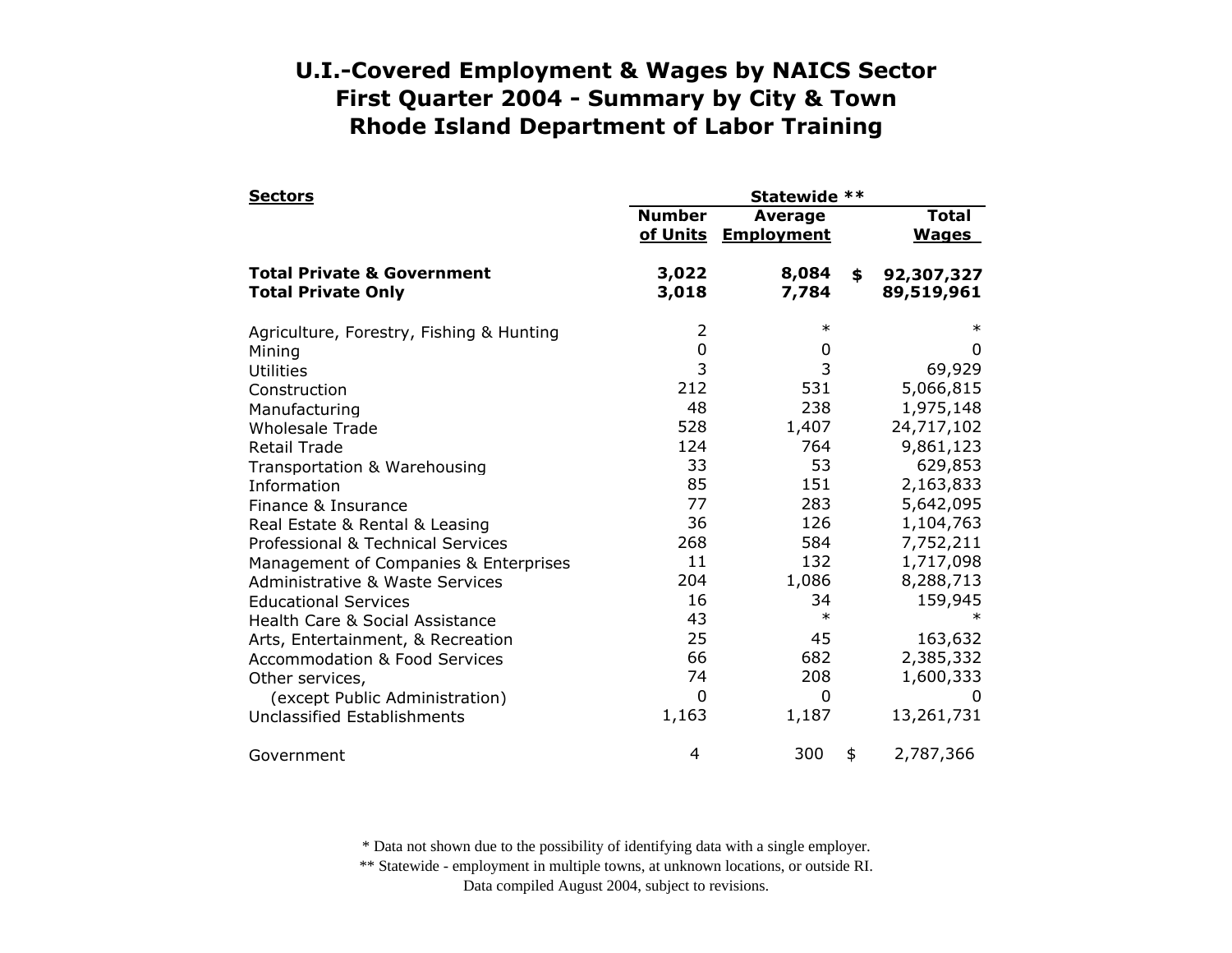# U.I.-Covered Employment & Wages by NAICS Sector
# First Quarter 2004 - Summary by City & Town
# Rhode Island Department of Labor Training

| Sectors | Statewide ** | | |
|---|---|---|---|
| | Number of Units | Average Employment | Total Wages |
| **Total Private & Government** | **3,022** | **8,084** | **$ 92,307,327** |
| **Total Private Only** | **3,018** | **7,784** | **89,519,961** |
| Agriculture, Forestry, Fishing & Hunting | 2 | * | * |
| Mining | 0 | 0 | 0 |
| Utilities | 3 | 3 | 69,929 |
| Construction | 212 | 531 | 5,066,815 |
| Manufacturing | 48 | 238 | 1,975,148 |
| Wholesale Trade | 528 | 1,407 | 24,717,102 |
| Retail Trade | 124 | 764 | 9,861,123 |
| Transportation & Warehousing | 33 | 53 | 629,853 |
| Information | 85 | 151 | 2,163,833 |
| Finance & Insurance | 77 | 283 | 5,642,095 |
| Real Estate & Rental & Leasing | 36 | 126 | 1,104,763 |
| Professional & Technical Services | 268 | 584 | 7,752,211 |
| Management of Companies & Enterprises | 11 | 132 | 1,717,098 |
| Administrative & Waste Services | 204 | 1,086 | 8,288,713 |
| Educational Services | 16 | 34 | 159,945 |
| Health Care & Social Assistance | 43 | * | * |
| Arts, Entertainment, & Recreation | 25 | 45 | 163,632 |
| Accommodation & Food Services | 66 | 682 | 2,385,332 |
| Other services, | 74 | 208 | 1,600,333 |
| (except Public Administration) | 0 | 0 | 0 |
| Unclassified Establishments | 1,163 | 1,187 | 13,261,731 |
| Government | 4 | 300 | $ 2,787,366 |

\* Data not shown due to the possibility of identifying data with a single employer.
** Statewide - employment in multiple towns, at unknown locations, or outside RI.
Data compiled August 2004, subject to revisions.